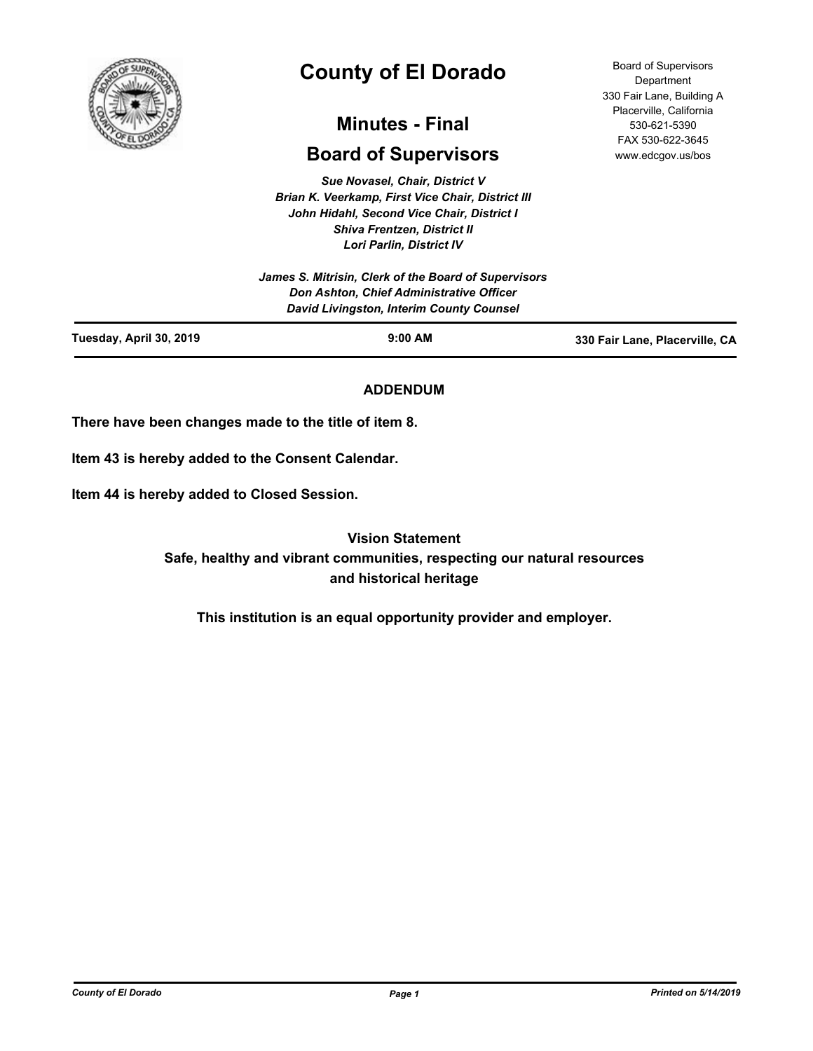# County of El Dorado

## Minutes - Final

## Board of Supervisors

*Sue Novasel, Chair, District V*
*Brian K. Veerkamp, First Vice Chair, District III*
*John Hidahl, Second Vice Chair, District I*
*Shiva Frentzen, District II*
*Lori Parlin, District IV*

*James S. Mitrisin, Clerk of the Board of Supervisors*
*Don Ashton, Chief Administrative Officer*
*David Livingston, Interim County Counsel*

Board of Supervisors Department
330 Fair Lane, Building A
Placerville, California
530-621-5390
FAX 530-622-3645
www.edcgov.us/bos

**Tuesday, April 30, 2019** | **9:00 AM** | **330 Fair Lane, Placerville, CA**

---

**ADDENDUM**

**There have been changes made to the title of item 8.**

**Item 43 is hereby added to the Consent Calendar.**

**Item 44 is hereby added to Closed Session.**

**Vision Statement**
**Safe, healthy and vibrant communities, respecting our natural resources and historical heritage**

**This institution is an equal opportunity provider and employer.**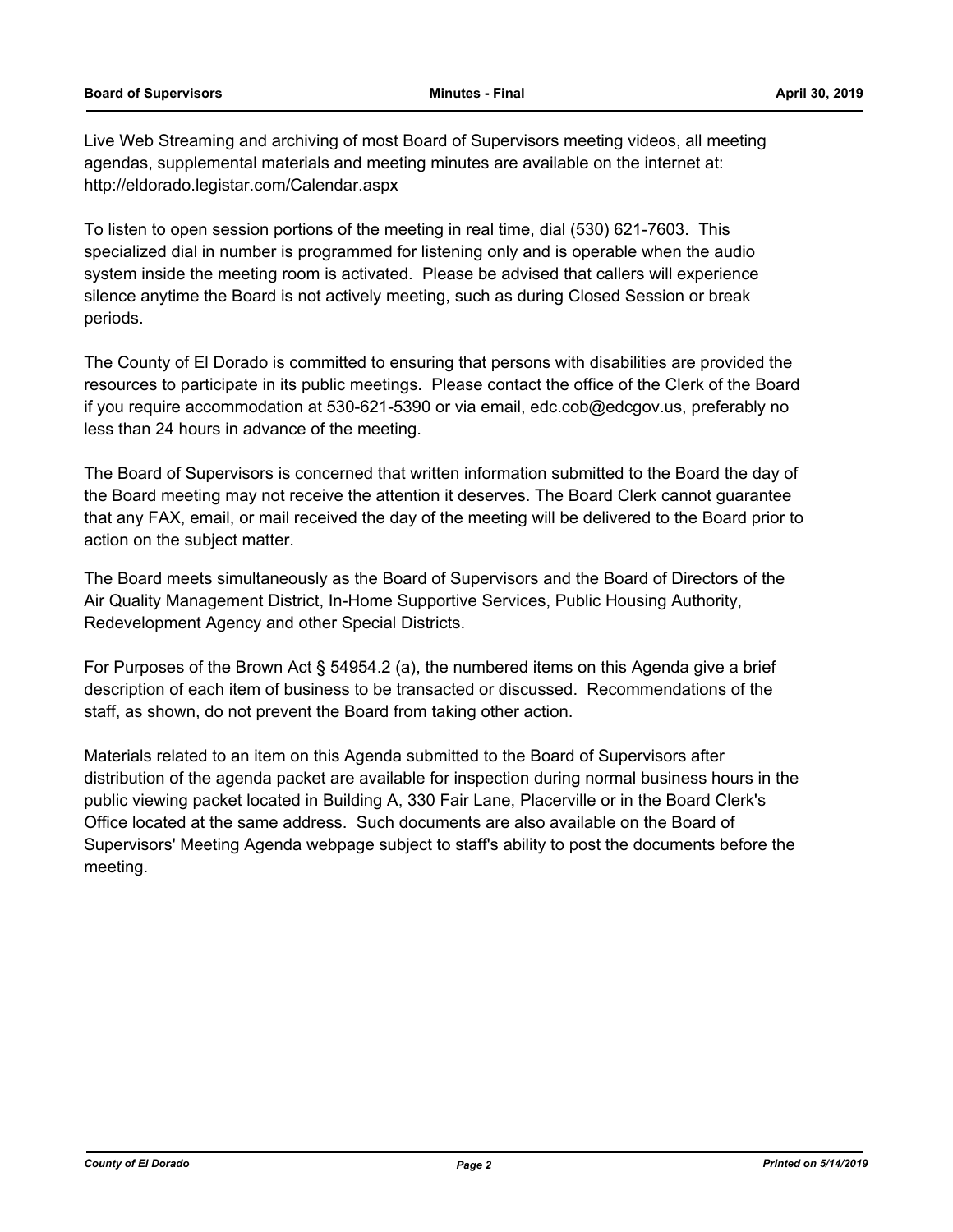Live Web Streaming and archiving of most Board of Supervisors meeting videos, all meeting agendas, supplemental materials and meeting minutes are available on the internet at: http://eldorado.legistar.com/Calendar.aspx

To listen to open session portions of the meeting in real time, dial (530) 621-7603. This specialized dial in number is programmed for listening only and is operable when the audio system inside the meeting room is activated. Please be advised that callers will experience silence anytime the Board is not actively meeting, such as during Closed Session or break periods.

The County of El Dorado is committed to ensuring that persons with disabilities are provided the resources to participate in its public meetings. Please contact the office of the Clerk of the Board if you require accommodation at 530-621-5390 or via email, edc.cob@edcgov.us, preferably no less than 24 hours in advance of the meeting.

The Board of Supervisors is concerned that written information submitted to the Board the day of the Board meeting may not receive the attention it deserves. The Board Clerk cannot guarantee that any FAX, email, or mail received the day of the meeting will be delivered to the Board prior to action on the subject matter.

The Board meets simultaneously as the Board of Supervisors and the Board of Directors of the Air Quality Management District, In-Home Supportive Services, Public Housing Authority, Redevelopment Agency and other Special Districts.

For Purposes of the Brown Act § 54954.2 (a), the numbered items on this Agenda give a brief description of each item of business to be transacted or discussed. Recommendations of the staff, as shown, do not prevent the Board from taking other action.

Materials related to an item on this Agenda submitted to the Board of Supervisors after distribution of the agenda packet are available for inspection during normal business hours in the public viewing packet located in Building A, 330 Fair Lane, Placerville or in the Board Clerk's Office located at the same address. Such documents are also available on the Board of Supervisors' Meeting Agenda webpage subject to staff's ability to post the documents before the meeting.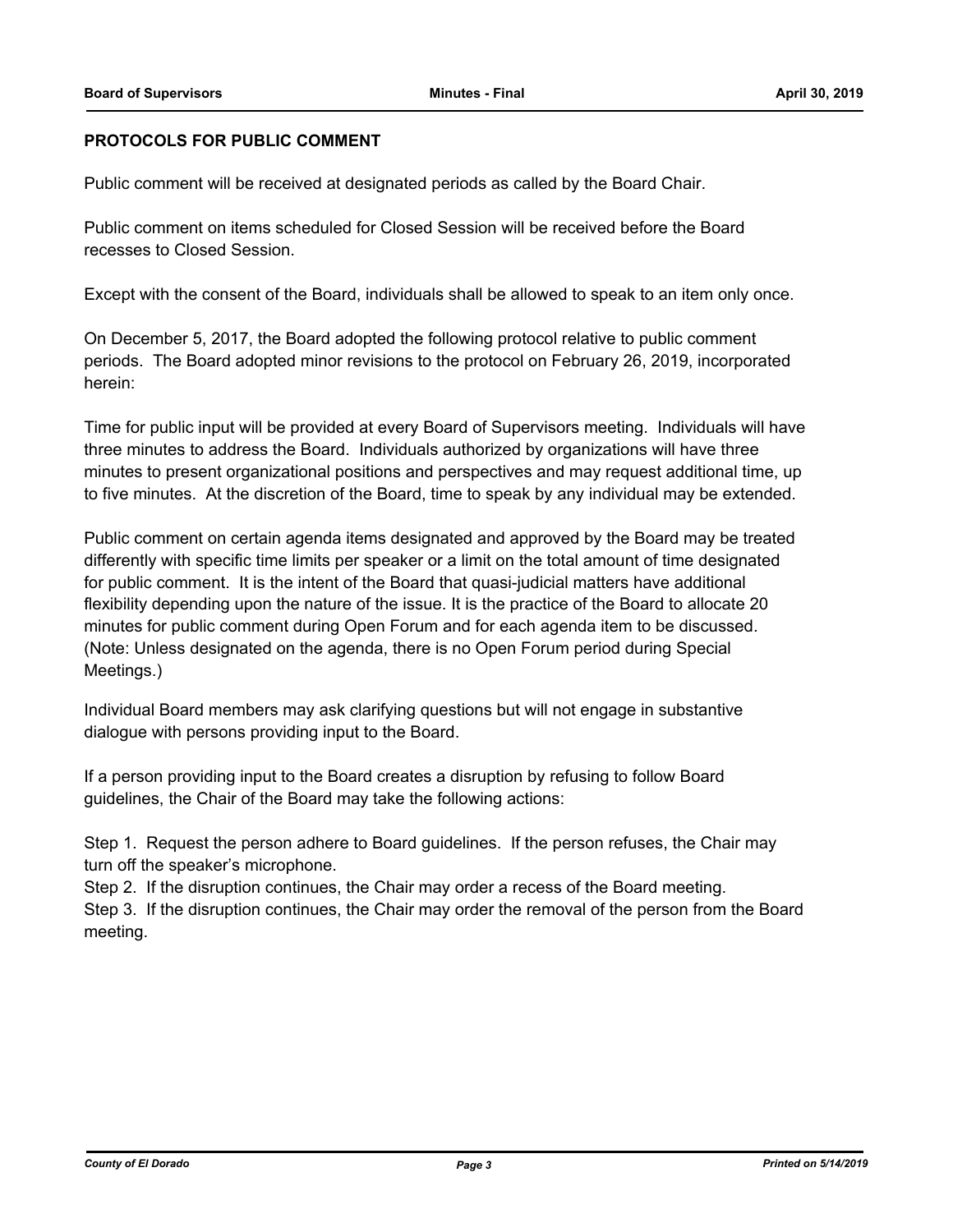## PROTOCOLS FOR PUBLIC COMMENT

Public comment will be received at designated periods as called by the Board Chair.

Public comment on items scheduled for Closed Session will be received before the Board recesses to Closed Session.

Except with the consent of the Board, individuals shall be allowed to speak to an item only once.

On December 5, 2017, the Board adopted the following protocol relative to public comment periods. The Board adopted minor revisions to the protocol on February 26, 2019, incorporated herein:

Time for public input will be provided at every Board of Supervisors meeting. Individuals will have three minutes to address the Board. Individuals authorized by organizations will have three minutes to present organizational positions and perspectives and may request additional time, up to five minutes. At the discretion of the Board, time to speak by any individual may be extended.

Public comment on certain agenda items designated and approved by the Board may be treated differently with specific time limits per speaker or a limit on the total amount of time designated for public comment. It is the intent of the Board that quasi-judicial matters have additional flexibility depending upon the nature of the issue. It is the practice of the Board to allocate 20 minutes for public comment during Open Forum and for each agenda item to be discussed. (Note: Unless designated on the agenda, there is no Open Forum period during Special Meetings.)

Individual Board members may ask clarifying questions but will not engage in substantive dialogue with persons providing input to the Board.

If a person providing input to the Board creates a disruption by refusing to follow Board guidelines, the Chair of the Board may take the following actions:

Step 1. Request the person adhere to Board guidelines. If the person refuses, the Chair may turn off the speaker's microphone.

Step 2. If the disruption continues, the Chair may order a recess of the Board meeting.

Step 3. If the disruption continues, the Chair may order the removal of the person from the Board meeting.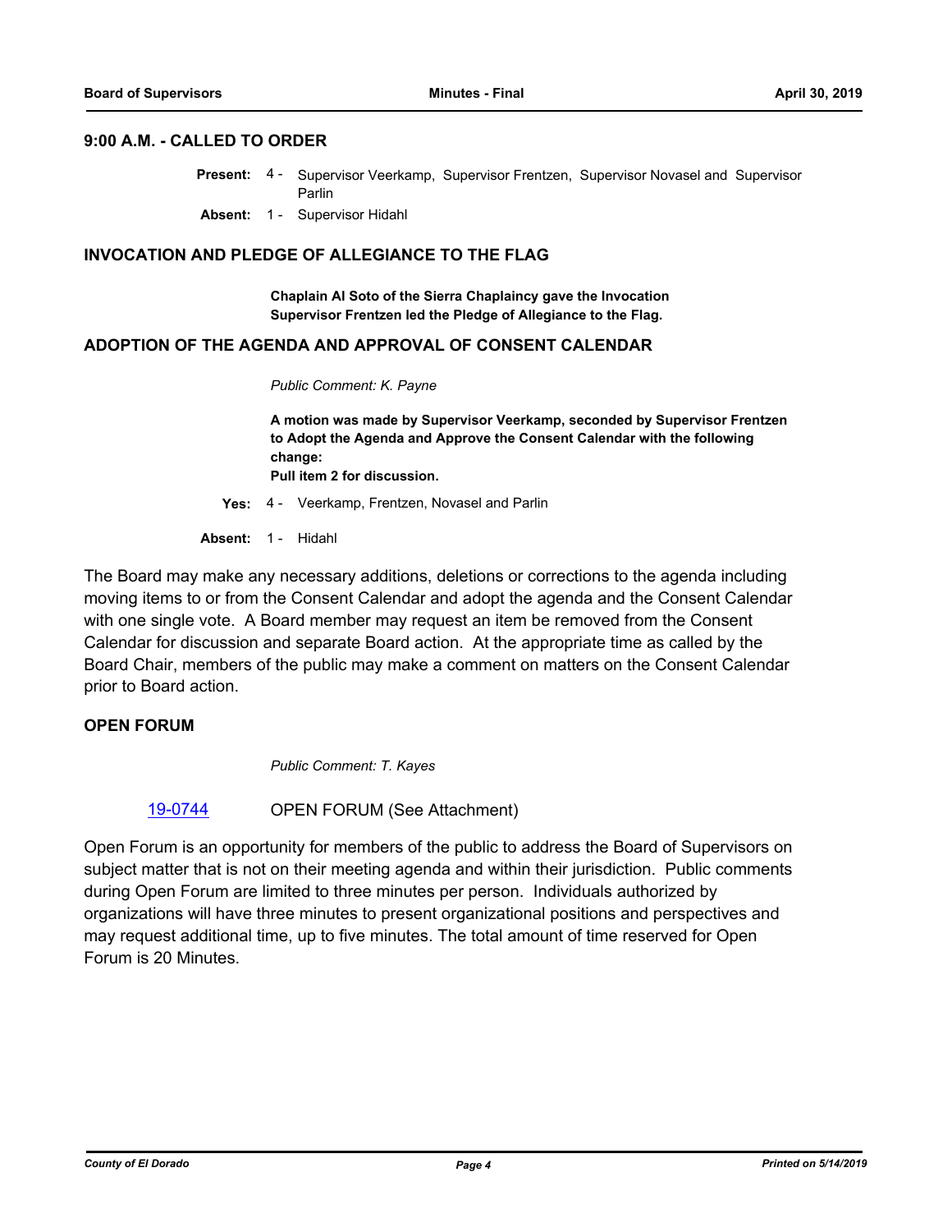## 9:00 A.M. - CALLED TO ORDER

**Present:** 4 - Supervisor Veerkamp, Supervisor Frentzen, Supervisor Novasel and Supervisor Parlin

**Absent:** 1 - Supervisor Hidahl

## INVOCATION AND PLEDGE OF ALLEGIANCE TO THE FLAG

**Chaplain Al Soto of the Sierra Chaplaincy gave the Invocation**
**Supervisor Frentzen led the Pledge of Allegiance to the Flag.**

## ADOPTION OF THE AGENDA AND APPROVAL OF CONSENT CALENDAR

*Public Comment: K. Payne*

**A motion was made by Supervisor Veerkamp, seconded by Supervisor Frentzen to Adopt the Agenda and Approve the Consent Calendar with the following change:**
**Pull item 2 for discussion.**

**Yes:** 4 - Veerkamp, Frentzen, Novasel and Parlin

**Absent:** 1 - Hidahl

The Board may make any necessary additions, deletions or corrections to the agenda including moving items to or from the Consent Calendar and adopt the agenda and the Consent Calendar with one single vote. A Board member may request an item be removed from the Consent Calendar for discussion and separate Board action. At the appropriate time as called by the Board Chair, members of the public may make a comment on matters on the Consent Calendar prior to Board action.

## OPEN FORUM

*Public Comment: T. Kayes*

19-0744 OPEN FORUM (See Attachment)

Open Forum is an opportunity for members of the public to address the Board of Supervisors on subject matter that is not on their meeting agenda and within their jurisdiction. Public comments during Open Forum are limited to three minutes per person. Individuals authorized by organizations will have three minutes to present organizational positions and perspectives and may request additional time, up to five minutes. The total amount of time reserved for Open Forum is 20 Minutes.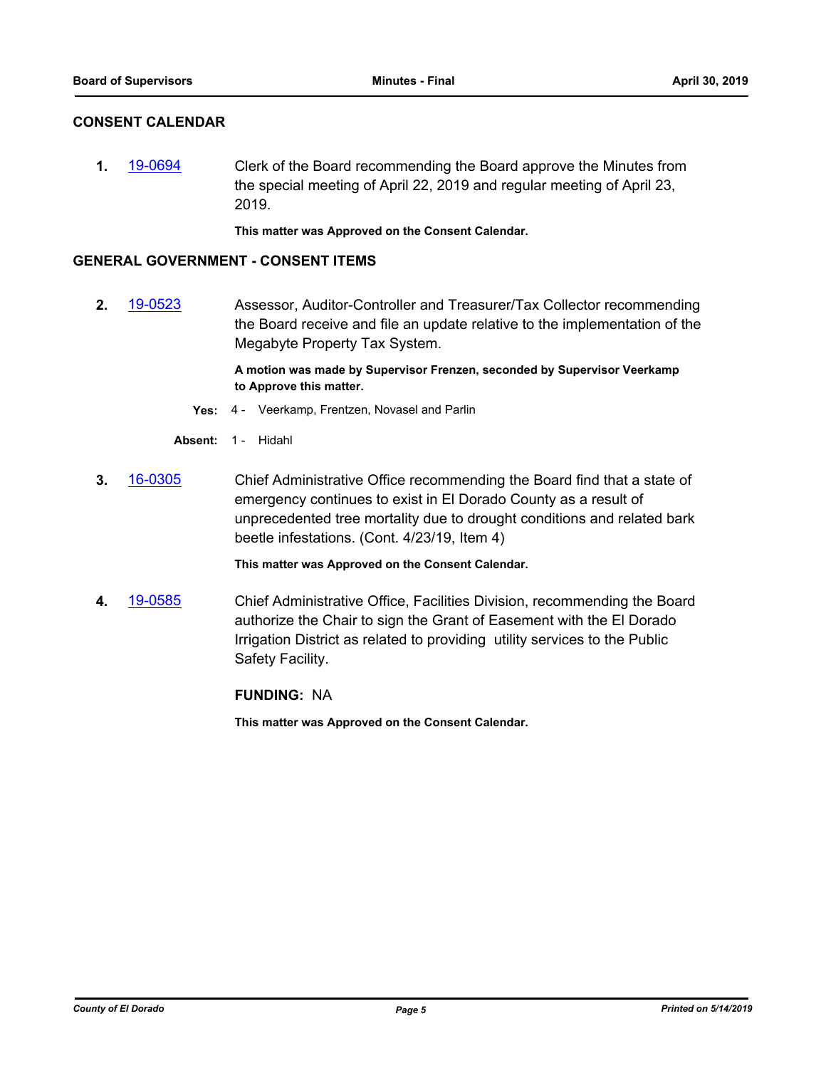## CONSENT CALENDAR

**1.** 19-0694 Clerk of the Board recommending the Board approve the Minutes from the special meeting of April 22, 2019 and regular meeting of April 23, 2019.

**This matter was Approved on the Consent Calendar.**

## GENERAL GOVERNMENT - CONSENT ITEMS

**2.** 19-0523 Assessor, Auditor-Controller and Treasurer/Tax Collector recommending the Board receive and file an update relative to the implementation of the Megabyte Property Tax System.

**A motion was made by Supervisor Frenzen, seconded by Supervisor Veerkamp to Approve this matter.**

**Yes:** 4 - Veerkamp, Frentzen, Novasel and Parlin

**Absent:** 1 - Hidahl

**3.** 16-0305 Chief Administrative Office recommending the Board find that a state of emergency continues to exist in El Dorado County as a result of unprecedented tree mortality due to drought conditions and related bark beetle infestations. (Cont. 4/23/19, Item 4)

**This matter was Approved on the Consent Calendar.**

**4.** 19-0585 Chief Administrative Office, Facilities Division, recommending the Board authorize the Chair to sign the Grant of Easement with the El Dorado Irrigation District as related to providing utility services to the Public Safety Facility.

**FUNDING:** NA

**This matter was Approved on the Consent Calendar.**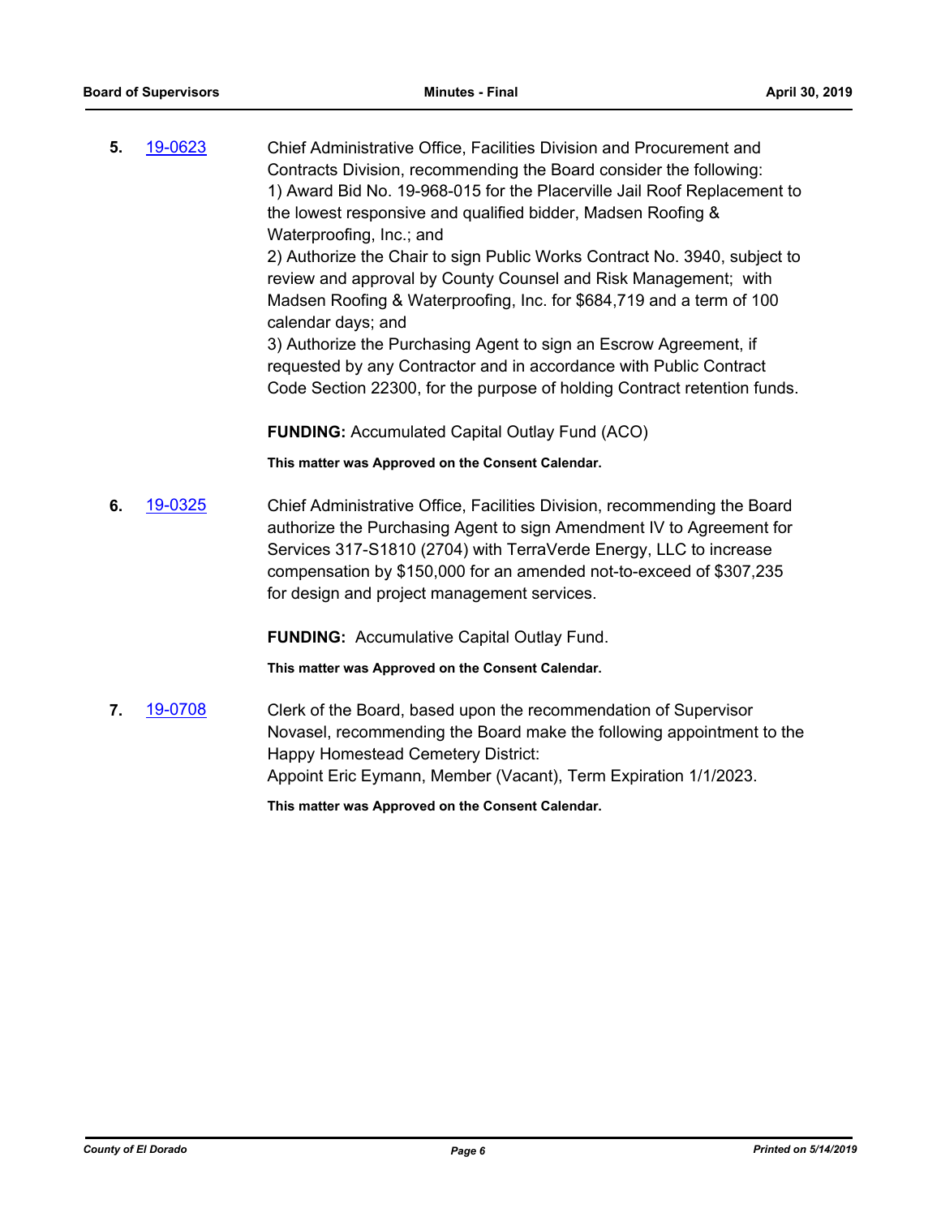**5.** 19-0623 Chief Administrative Office, Facilities Division and Procurement and Contracts Division, recommending the Board consider the following:
1) Award Bid No. 19-968-015 for the Placerville Jail Roof Replacement to the lowest responsive and qualified bidder, Madsen Roofing & Waterproofing, Inc.; and
2) Authorize the Chair to sign Public Works Contract No. 3940, subject to review and approval by County Counsel and Risk Management; with Madsen Roofing & Waterproofing, Inc. for $684,719 and a term of 100 calendar days; and
3) Authorize the Purchasing Agent to sign an Escrow Agreement, if requested by any Contractor and in accordance with Public Contract Code Section 22300, for the purpose of holding Contract retention funds.

**FUNDING:** Accumulated Capital Outlay Fund (ACO)

**This matter was Approved on the Consent Calendar.**

**6.** 19-0325 Chief Administrative Office, Facilities Division, recommending the Board authorize the Purchasing Agent to sign Amendment IV to Agreement for Services 317-S1810 (2704) with TerraVerde Energy, LLC to increase compensation by $150,000 for an amended not-to-exceed of $307,235 for design and project management services.

**FUNDING:** Accumulative Capital Outlay Fund.

**This matter was Approved on the Consent Calendar.**

**7.** 19-0708 Clerk of the Board, based upon the recommendation of Supervisor Novasel, recommending the Board make the following appointment to the Happy Homestead Cemetery District:
Appoint Eric Eymann, Member (Vacant), Term Expiration 1/1/2023.

**This matter was Approved on the Consent Calendar.**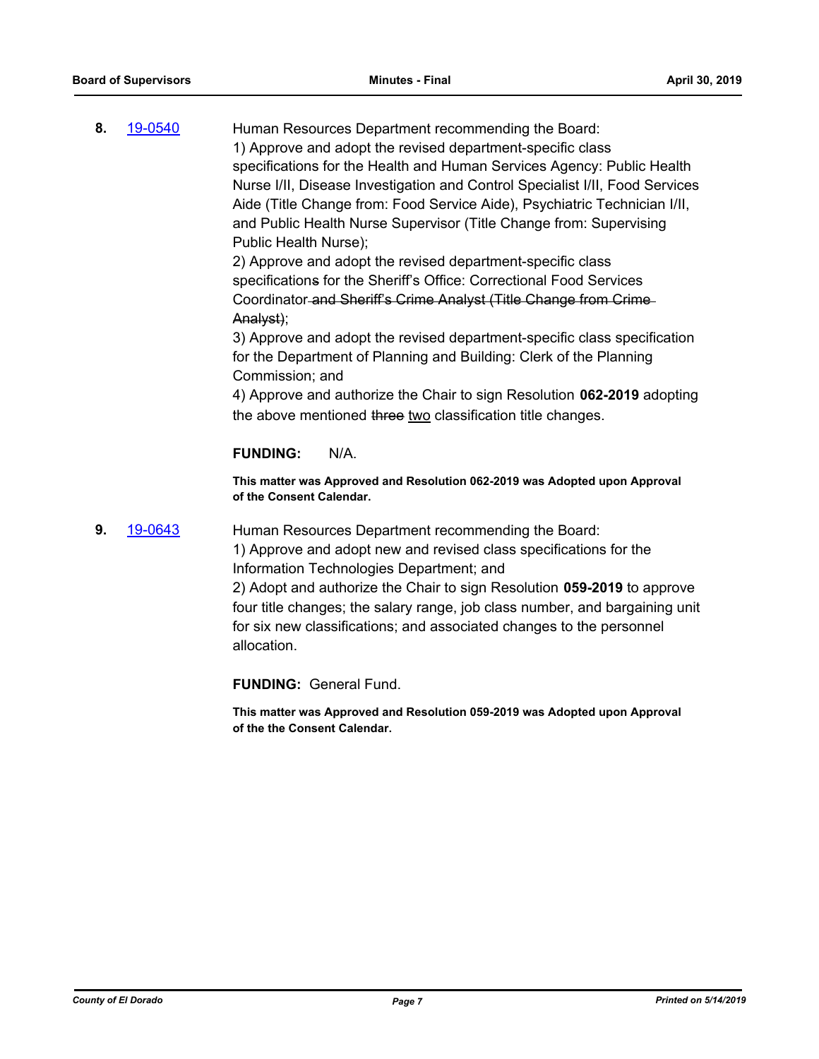**8.** 19-0540 Human Resources Department recommending the Board:

1) Approve and adopt the revised department-specific class specifications for the Health and Human Services Agency: Public Health Nurse I/II, Disease Investigation and Control Specialist I/II, Food Services Aide (Title Change from: Food Service Aide), Psychiatric Technician I/II, and Public Health Nurse Supervisor (Title Change from: Supervising Public Health Nurse);

2) Approve and adopt the revised department-specific class specifications for the Sheriff's Office: Correctional Food Services Coordinator ~~and Sheriff's Crime Analyst (Title Change from Crime Analyst)~~;

3) Approve and adopt the revised department-specific class specification for the Department of Planning and Building: Clerk of the Planning Commission; and

4) Approve and authorize the Chair to sign Resolution **062-2019** adopting the above mentioned ~~three~~ <u>two</u> classification title changes.

**FUNDING:** N/A.

**This matter was Approved and Resolution 062-2019 was Adopted upon Approval of the Consent Calendar.**

**9.** 19-0643 Human Resources Department recommending the Board:

1) Approve and adopt new and revised class specifications for the Information Technologies Department; and

2) Adopt and authorize the Chair to sign Resolution **059-2019** to approve four title changes; the salary range, job class number, and bargaining unit for six new classifications; and associated changes to the personnel allocation.

**FUNDING:** General Fund.

**This matter was Approved and Resolution 059-2019 was Adopted upon Approval of the the Consent Calendar.**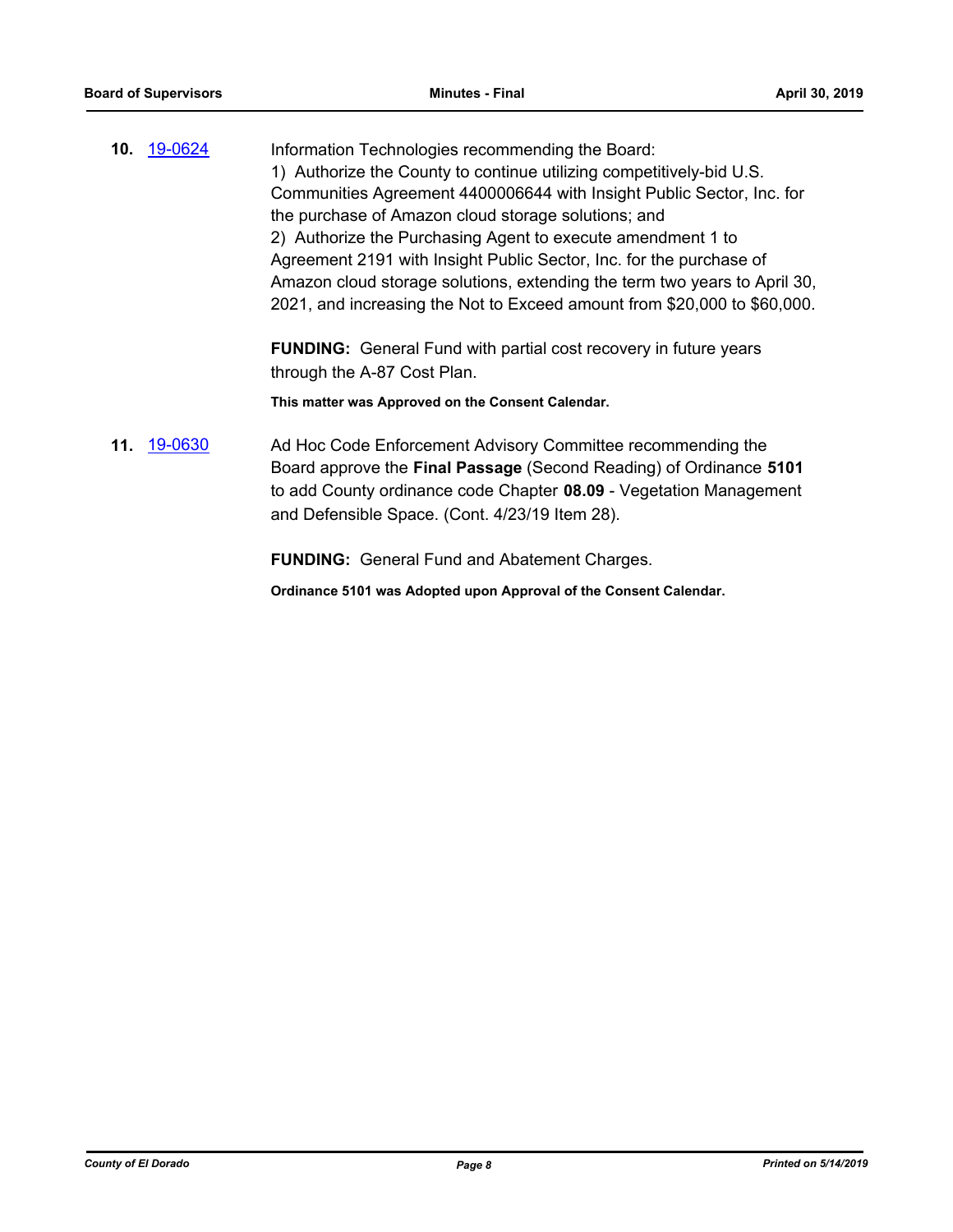**10.** 19-0624

Information Technologies recommending the Board:
1) Authorize the County to continue utilizing competitively-bid U.S. Communities Agreement 4400006644 with Insight Public Sector, Inc. for the purchase of Amazon cloud storage solutions; and
2) Authorize the Purchasing Agent to execute amendment 1 to Agreement 2191 with Insight Public Sector, Inc. for the purchase of Amazon cloud storage solutions, extending the term two years to April 30, 2021, and increasing the Not to Exceed amount from $20,000 to $60,000.

**FUNDING:** General Fund with partial cost recovery in future years through the A-87 Cost Plan.

**This matter was Approved on the Consent Calendar.**

**11.** 19-0630

Ad Hoc Code Enforcement Advisory Committee recommending the Board approve the **Final Passage** (Second Reading) of Ordinance **5101** to add County ordinance code Chapter **08.09** - Vegetation Management and Defensible Space. (Cont. 4/23/19 Item 28).

**FUNDING:** General Fund and Abatement Charges.

**Ordinance 5101 was Adopted upon Approval of the Consent Calendar.**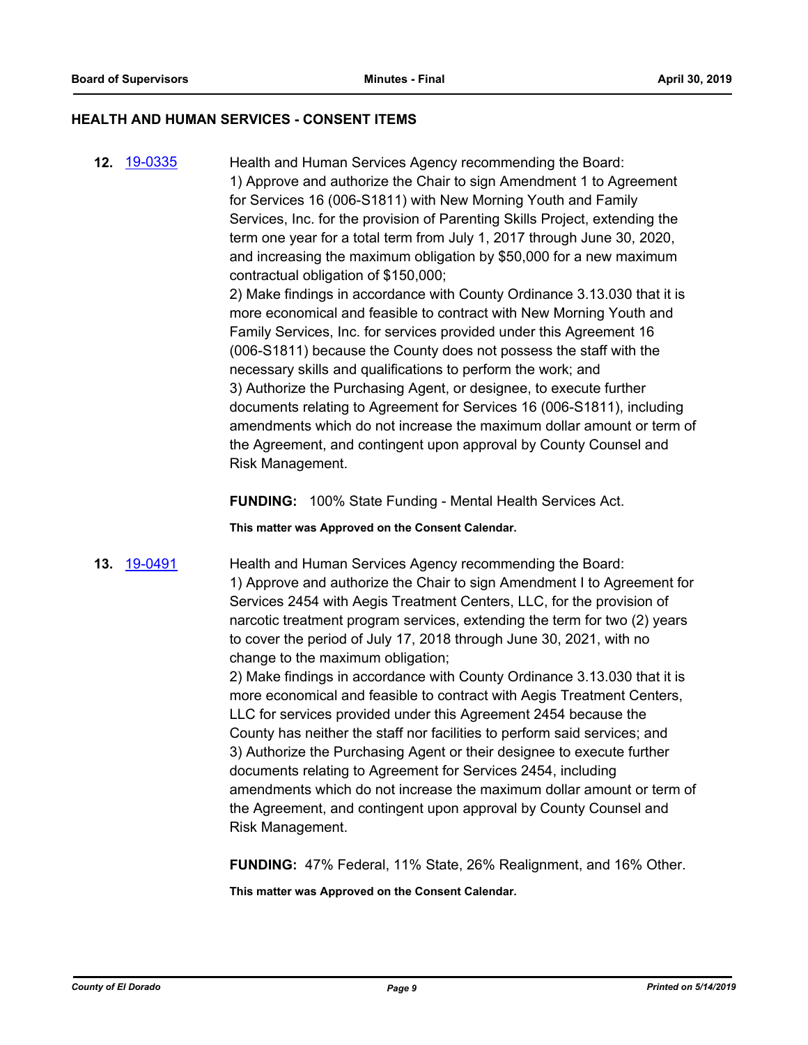## HEALTH AND HUMAN SERVICES - CONSENT ITEMS

**12.** [19-0335](19-0335) Health and Human Services Agency recommending the Board:
1) Approve and authorize the Chair to sign Amendment 1 to Agreement for Services 16 (006-S1811) with New Morning Youth and Family Services, Inc. for the provision of Parenting Skills Project, extending the term one year for a total term from July 1, 2017 through June 30, 2020, and increasing the maximum obligation by $50,000 for a new maximum contractual obligation of $150,000;
2) Make findings in accordance with County Ordinance 3.13.030 that it is more economical and feasible to contract with New Morning Youth and Family Services, Inc. for services provided under this Agreement 16 (006-S1811) because the County does not possess the staff with the necessary skills and qualifications to perform the work; and
3) Authorize the Purchasing Agent, or designee, to execute further documents relating to Agreement for Services 16 (006-S1811), including amendments which do not increase the maximum dollar amount or term of the Agreement, and contingent upon approval by County Counsel and Risk Management.

**FUNDING:** 100% State Funding - Mental Health Services Act.

**This matter was Approved on the Consent Calendar.**

**13.** [19-0491](19-0491) Health and Human Services Agency recommending the Board:
1) Approve and authorize the Chair to sign Amendment I to Agreement for Services 2454 with Aegis Treatment Centers, LLC, for the provision of narcotic treatment program services, extending the term for two (2) years to cover the period of July 17, 2018 through June 30, 2021, with no change to the maximum obligation;
2) Make findings in accordance with County Ordinance 3.13.030 that it is more economical and feasible to contract with Aegis Treatment Centers, LLC for services provided under this Agreement 2454 because the County has neither the staff nor facilities to perform said services; and
3) Authorize the Purchasing Agent or their designee to execute further documents relating to Agreement for Services 2454, including amendments which do not increase the maximum dollar amount or term of the Agreement, and contingent upon approval by County Counsel and Risk Management.

**FUNDING:** 47% Federal, 11% State, 26% Realignment, and 16% Other.

**This matter was Approved on the Consent Calendar.**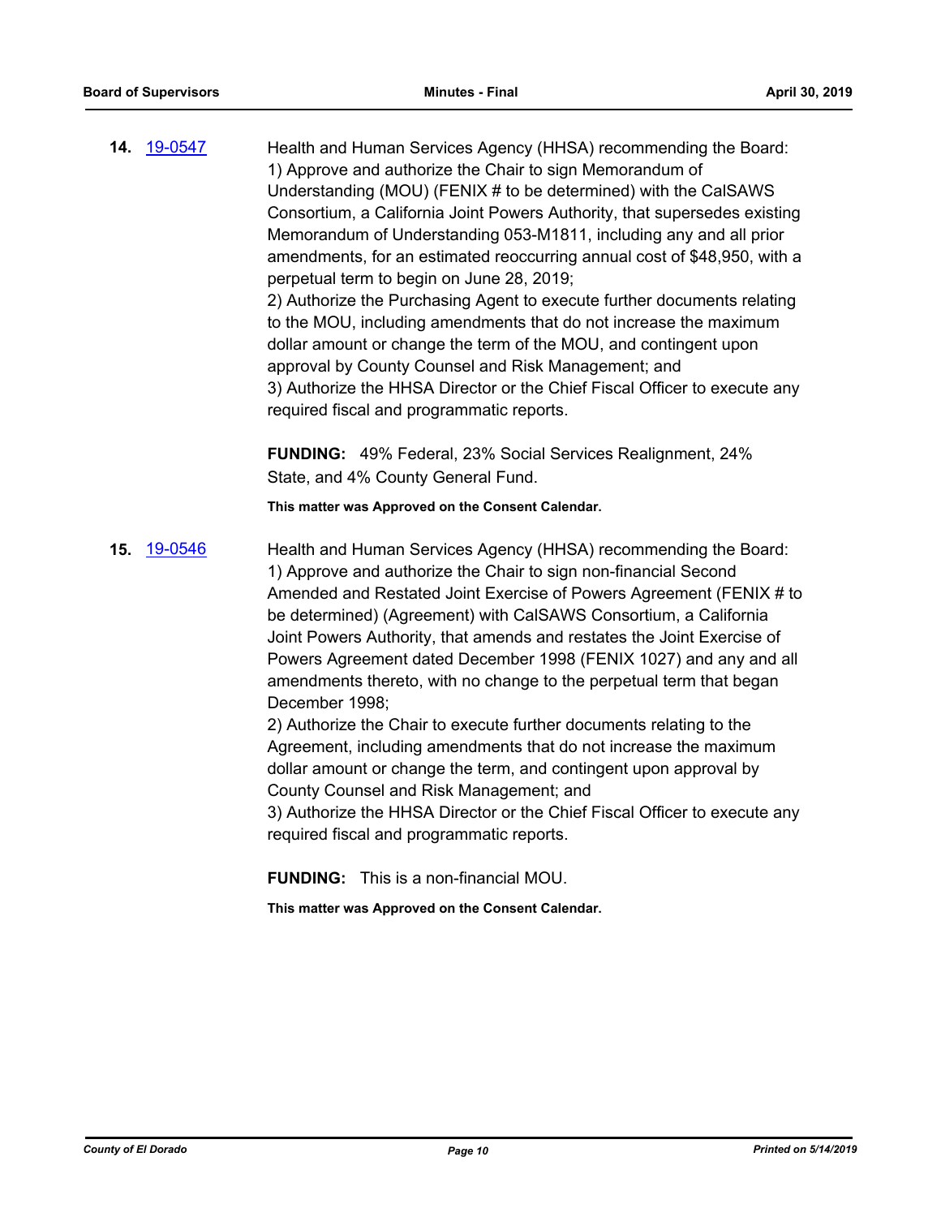**14.** 19-0547

Health and Human Services Agency (HHSA) recommending the Board:
1) Approve and authorize the Chair to sign Memorandum of Understanding (MOU) (FENIX # to be determined) with the CalSAWS Consortium, a California Joint Powers Authority, that supersedes existing Memorandum of Understanding 053-M1811, including any and all prior amendments, for an estimated reoccurring annual cost of $48,950, with a perpetual term to begin on June 28, 2019;
2) Authorize the Purchasing Agent to execute further documents relating to the MOU, including amendments that do not increase the maximum dollar amount or change the term of the MOU, and contingent upon approval by County Counsel and Risk Management; and
3) Authorize the HHSA Director or the Chief Fiscal Officer to execute any required fiscal and programmatic reports.

**FUNDING:** 49% Federal, 23% Social Services Realignment, 24% State, and 4% County General Fund.

**This matter was Approved on the Consent Calendar.**

**15.** 19-0546

Health and Human Services Agency (HHSA) recommending the Board:
1) Approve and authorize the Chair to sign non-financial Second Amended and Restated Joint Exercise of Powers Agreement (FENIX # to be determined) (Agreement) with CalSAWS Consortium, a California Joint Powers Authority, that amends and restates the Joint Exercise of Powers Agreement dated December 1998 (FENIX 1027) and any and all amendments thereto, with no change to the perpetual term that began December 1998;
2) Authorize the Chair to execute further documents relating to the Agreement, including amendments that do not increase the maximum dollar amount or change the term, and contingent upon approval by County Counsel and Risk Management; and
3) Authorize the HHSA Director or the Chief Fiscal Officer to execute any required fiscal and programmatic reports.

**FUNDING:** This is a non-financial MOU.

**This matter was Approved on the Consent Calendar.**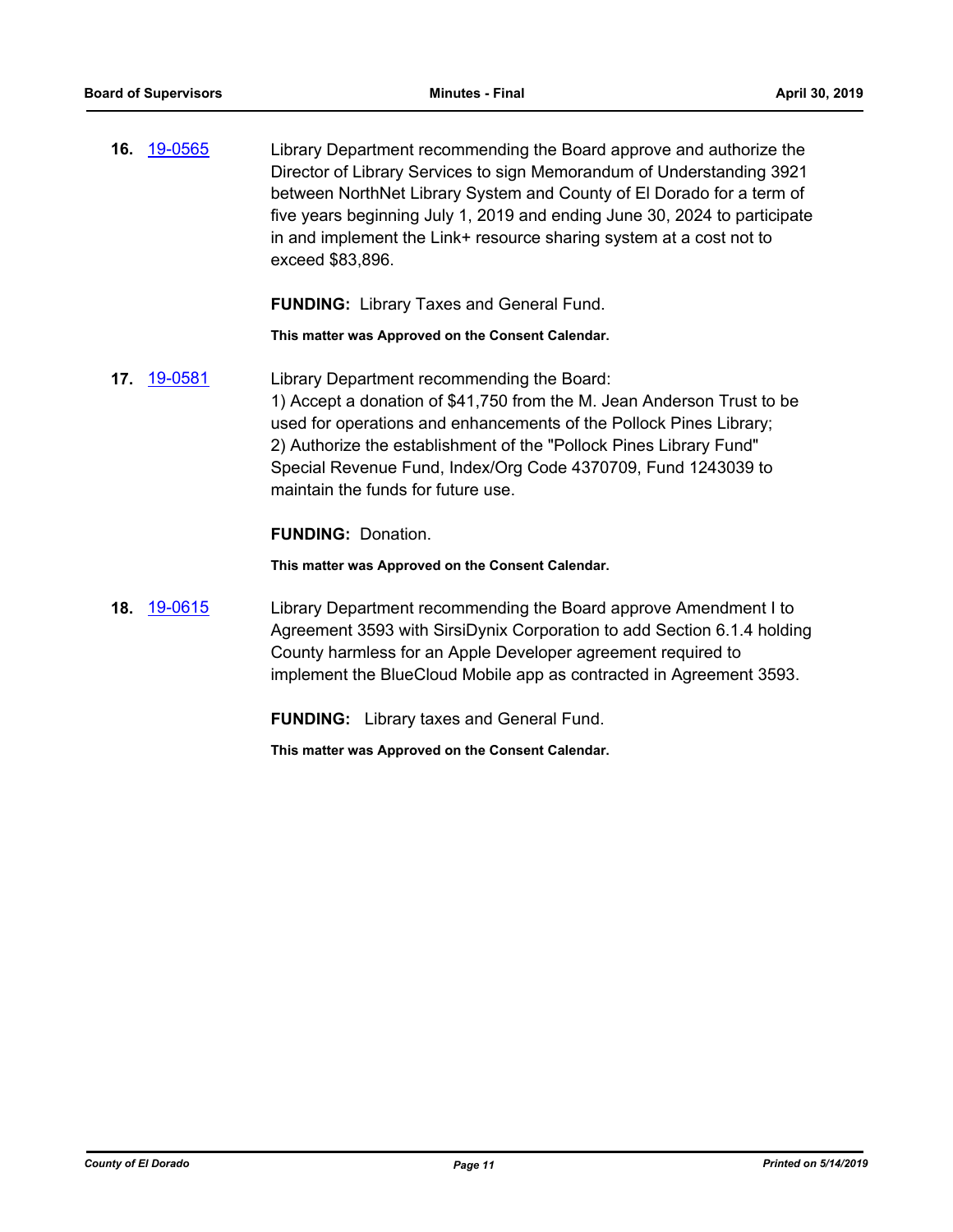**16.** 19-0565 Library Department recommending the Board approve and authorize the Director of Library Services to sign Memorandum of Understanding 3921 between NorthNet Library System and County of El Dorado for a term of five years beginning July 1, 2019 and ending June 30, 2024 to participate in and implement the Link+ resource sharing system at a cost not to exceed $83,896.

**FUNDING:** Library Taxes and General Fund.

**This matter was Approved on the Consent Calendar.**

**17.** 19-0581 Library Department recommending the Board:
1) Accept a donation of $41,750 from the M. Jean Anderson Trust to be used for operations and enhancements of the Pollock Pines Library;
2) Authorize the establishment of the "Pollock Pines Library Fund" Special Revenue Fund, Index/Org Code 4370709, Fund 1243039 to maintain the funds for future use.

**FUNDING:** Donation.

**This matter was Approved on the Consent Calendar.**

**18.** 19-0615 Library Department recommending the Board approve Amendment I to Agreement 3593 with SirsiDynix Corporation to add Section 6.1.4 holding County harmless for an Apple Developer agreement required to implement the BlueCloud Mobile app as contracted in Agreement 3593.

**FUNDING:** Library taxes and General Fund.

**This matter was Approved on the Consent Calendar.**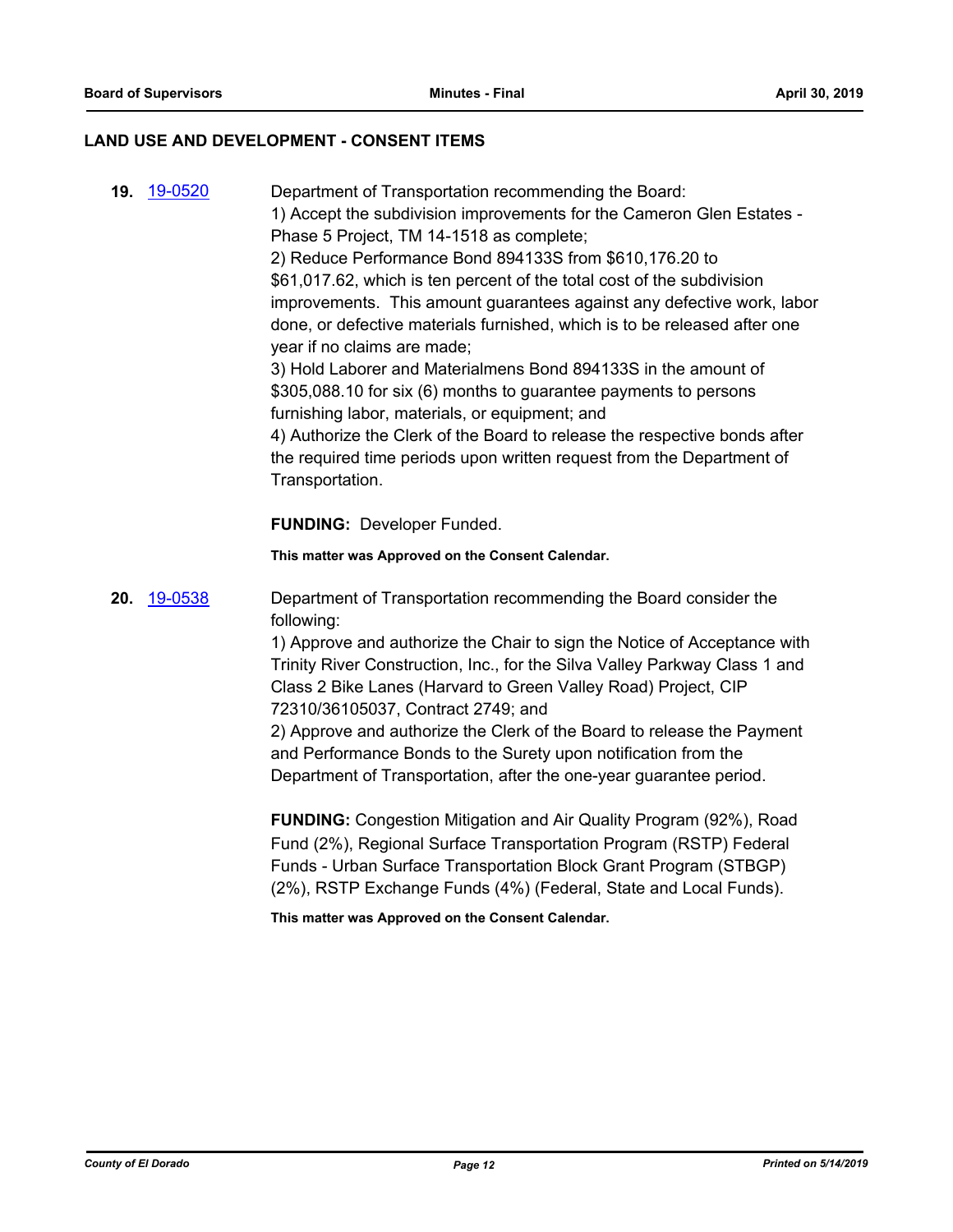## LAND USE AND DEVELOPMENT - CONSENT ITEMS

**19.** 19-0520

Department of Transportation recommending the Board:
1) Accept the subdivision improvements for the Cameron Glen Estates - Phase 5 Project, TM 14-1518 as complete;
2) Reduce Performance Bond 894133S from $610,176.20 to $61,017.62, which is ten percent of the total cost of the subdivision improvements. This amount guarantees against any defective work, labor done, or defective materials furnished, which is to be released after one year if no claims are made;
3) Hold Laborer and Materialmens Bond 894133S in the amount of $305,088.10 for six (6) months to guarantee payments to persons furnishing labor, materials, or equipment; and
4) Authorize the Clerk of the Board to release the respective bonds after the required time periods upon written request from the Department of Transportation.

**FUNDING:** Developer Funded.

**This matter was Approved on the Consent Calendar.**

**20.** 19-0538

Department of Transportation recommending the Board consider the following:
1) Approve and authorize the Chair to sign the Notice of Acceptance with Trinity River Construction, Inc., for the Silva Valley Parkway Class 1 and Class 2 Bike Lanes (Harvard to Green Valley Road) Project, CIP 72310/36105037, Contract 2749; and
2) Approve and authorize the Clerk of the Board to release the Payment and Performance Bonds to the Surety upon notification from the Department of Transportation, after the one-year guarantee period.

**FUNDING:** Congestion Mitigation and Air Quality Program (92%), Road Fund (2%), Regional Surface Transportation Program (RSTP) Federal Funds - Urban Surface Transportation Block Grant Program (STBGP) (2%), RSTP Exchange Funds (4%) (Federal, State and Local Funds).

**This matter was Approved on the Consent Calendar.**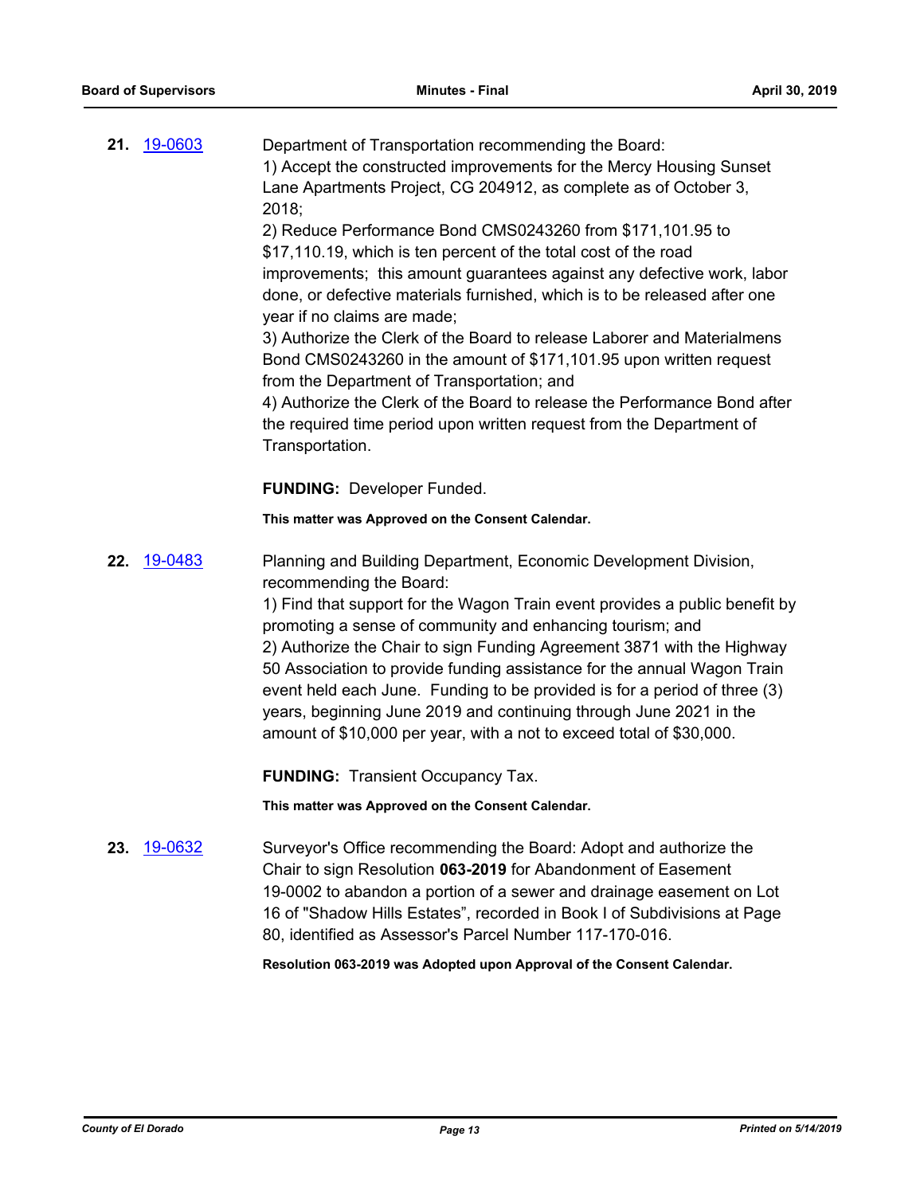**21.** 19-0603

Department of Transportation recommending the Board:
1) Accept the constructed improvements for the Mercy Housing Sunset Lane Apartments Project, CG 204912, as complete as of October 3, 2018;
2) Reduce Performance Bond CMS0243260 from $171,101.95 to $17,110.19, which is ten percent of the total cost of the road improvements; this amount guarantees against any defective work, labor done, or defective materials furnished, which is to be released after one year if no claims are made;
3) Authorize the Clerk of the Board to release Laborer and Materialmens Bond CMS0243260 in the amount of $171,101.95 upon written request from the Department of Transportation; and
4) Authorize the Clerk of the Board to release the Performance Bond after the required time period upon written request from the Department of Transportation.

**FUNDING:** Developer Funded.

**This matter was Approved on the Consent Calendar.**

**22.** 19-0483

Planning and Building Department, Economic Development Division, recommending the Board:
1) Find that support for the Wagon Train event provides a public benefit by promoting a sense of community and enhancing tourism; and
2) Authorize the Chair to sign Funding Agreement 3871 with the Highway 50 Association to provide funding assistance for the annual Wagon Train event held each June. Funding to be provided is for a period of three (3) years, beginning June 2019 and continuing through June 2021 in the amount of $10,000 per year, with a not to exceed total of $30,000.

**FUNDING:** Transient Occupancy Tax.

**This matter was Approved on the Consent Calendar.**

**23.** 19-0632

Surveyor's Office recommending the Board: Adopt and authorize the Chair to sign Resolution **063-2019** for Abandonment of Easement 19-0002 to abandon a portion of a sewer and drainage easement on Lot 16 of "Shadow Hills Estates", recorded in Book I of Subdivisions at Page 80, identified as Assessor's Parcel Number 117-170-016.

**Resolution 063-2019 was Adopted upon Approval of the Consent Calendar.**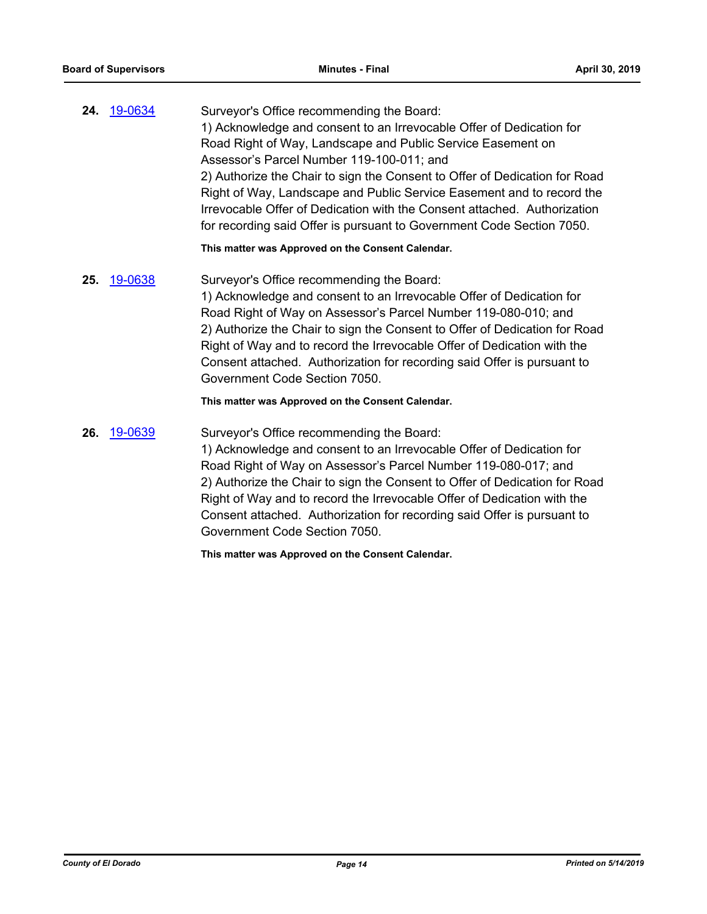**24.** [19-0634](19-0634)

Surveyor's Office recommending the Board:
1) Acknowledge and consent to an Irrevocable Offer of Dedication for Road Right of Way, Landscape and Public Service Easement on Assessor's Parcel Number 119-100-011; and
2) Authorize the Chair to sign the Consent to Offer of Dedication for Road Right of Way, Landscape and Public Service Easement and to record the Irrevocable Offer of Dedication with the Consent attached. Authorization for recording said Offer is pursuant to Government Code Section 7050.

**This matter was Approved on the Consent Calendar.**

**25.** [19-0638](19-0638)

Surveyor's Office recommending the Board:
1) Acknowledge and consent to an Irrevocable Offer of Dedication for Road Right of Way on Assessor's Parcel Number 119-080-010; and
2) Authorize the Chair to sign the Consent to Offer of Dedication for Road Right of Way and to record the Irrevocable Offer of Dedication with the Consent attached. Authorization for recording said Offer is pursuant to Government Code Section 7050.

**This matter was Approved on the Consent Calendar.**

**26.** [19-0639](19-0639)

Surveyor's Office recommending the Board:
1) Acknowledge and consent to an Irrevocable Offer of Dedication for Road Right of Way on Assessor's Parcel Number 119-080-017; and
2) Authorize the Chair to sign the Consent to Offer of Dedication for Road Right of Way and to record the Irrevocable Offer of Dedication with the Consent attached. Authorization for recording said Offer is pursuant to Government Code Section 7050.

**This matter was Approved on the Consent Calendar.**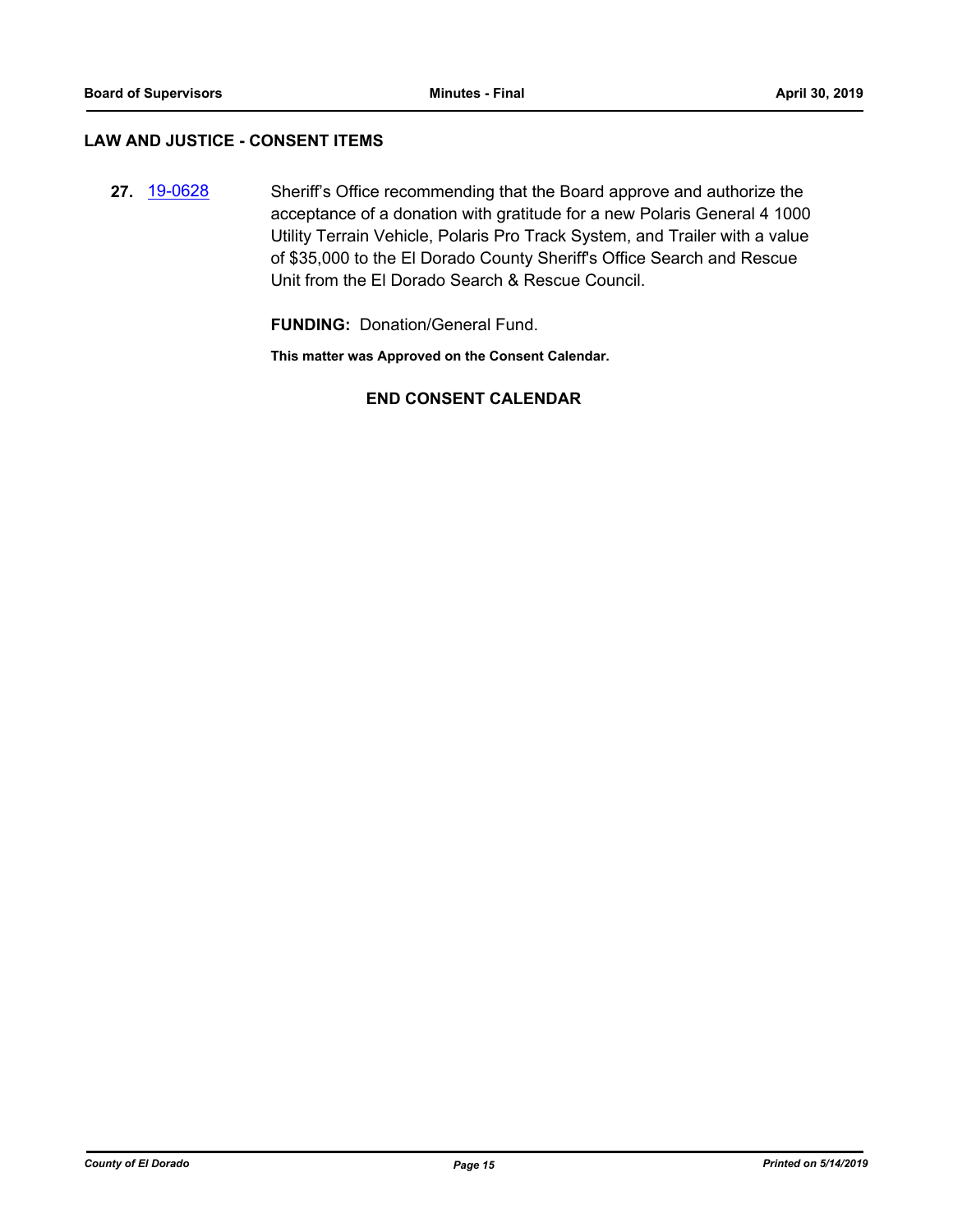## LAW AND JUSTICE - CONSENT ITEMS

**27.** 19-0628

Sheriff's Office recommending that the Board approve and authorize the acceptance of a donation with gratitude for a new Polaris General 4 1000 Utility Terrain Vehicle, Polaris Pro Track System, and Trailer with a value of $35,000 to the El Dorado County Sheriff's Office Search and Rescue Unit from the El Dorado Search & Rescue Council.

**FUNDING:** Donation/General Fund.

**This matter was Approved on the Consent Calendar.**

**END CONSENT CALENDAR**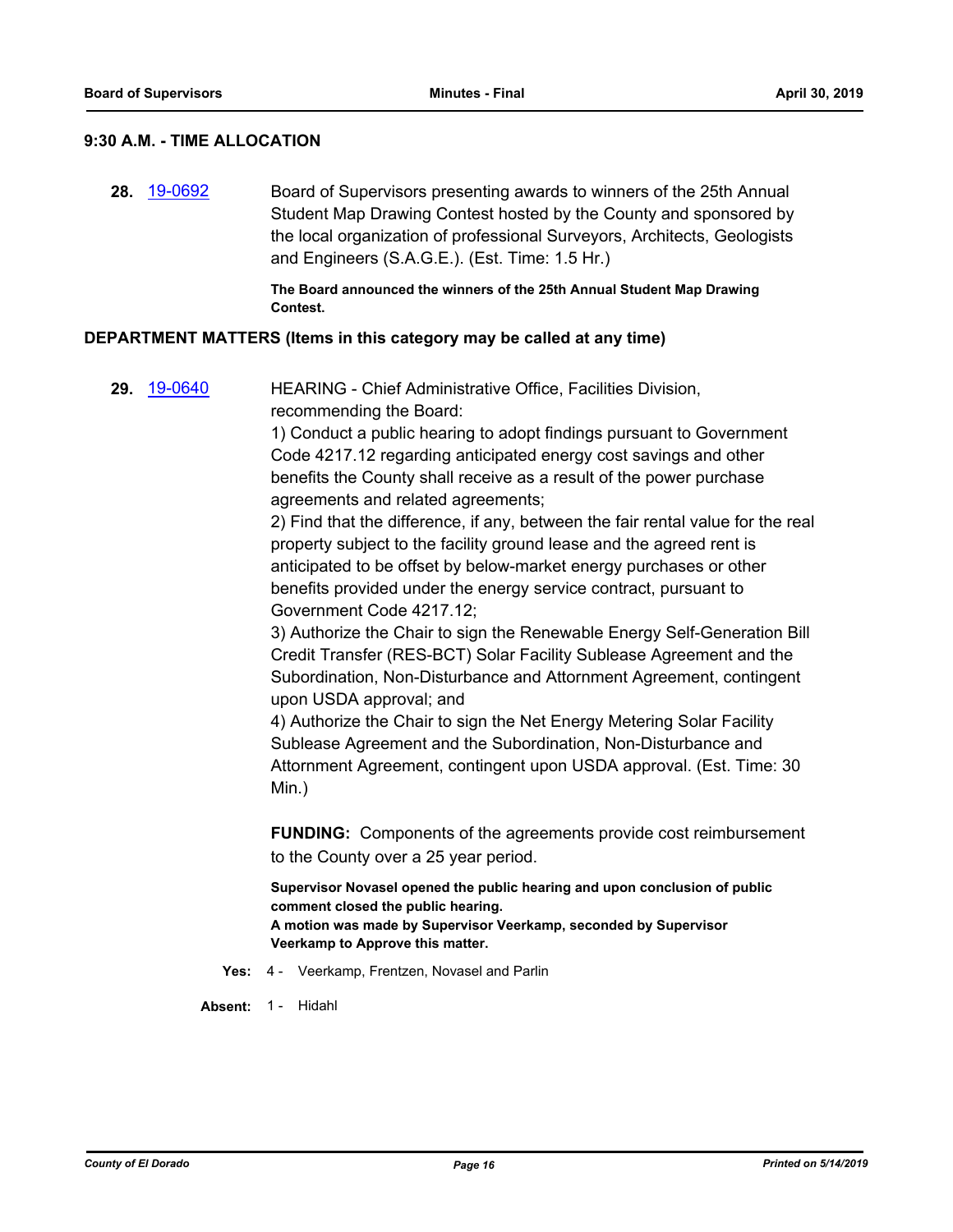## 9:30 A.M. - TIME ALLOCATION

**28.** 19-0692 Board of Supervisors presenting awards to winners of the 25th Annual Student Map Drawing Contest hosted by the County and sponsored by the local organization of professional Surveyors, Architects, Geologists and Engineers (S.A.G.E.). (Est. Time: 1.5 Hr.)

**The Board announced the winners of the 25th Annual Student Map Drawing Contest.**

## DEPARTMENT MATTERS (Items in this category may be called at any time)

**29.** 19-0640 HEARING - Chief Administrative Office, Facilities Division, recommending the Board:

1) Conduct a public hearing to adopt findings pursuant to Government Code 4217.12 regarding anticipated energy cost savings and other benefits the County shall receive as a result of the power purchase agreements and related agreements;

2) Find that the difference, if any, between the fair rental value for the real property subject to the facility ground lease and the agreed rent is anticipated to be offset by below-market energy purchases or other benefits provided under the energy service contract, pursuant to Government Code 4217.12;

3) Authorize the Chair to sign the Renewable Energy Self-Generation Bill Credit Transfer (RES-BCT) Solar Facility Sublease Agreement and the Subordination, Non-Disturbance and Attornment Agreement, contingent upon USDA approval; and

4) Authorize the Chair to sign the Net Energy Metering Solar Facility Sublease Agreement and the Subordination, Non-Disturbance and Attornment Agreement, contingent upon USDA approval. (Est. Time: 30 Min.)

**FUNDING:** Components of the agreements provide cost reimbursement to the County over a 25 year period.

**Supervisor Novasel opened the public hearing and upon conclusion of public comment closed the public hearing.**
**A motion was made by Supervisor Veerkamp, seconded by Supervisor Veerkamp to Approve this matter.**

**Yes:** 4 - Veerkamp, Frentzen, Novasel and Parlin

**Absent:** 1 - Hidahl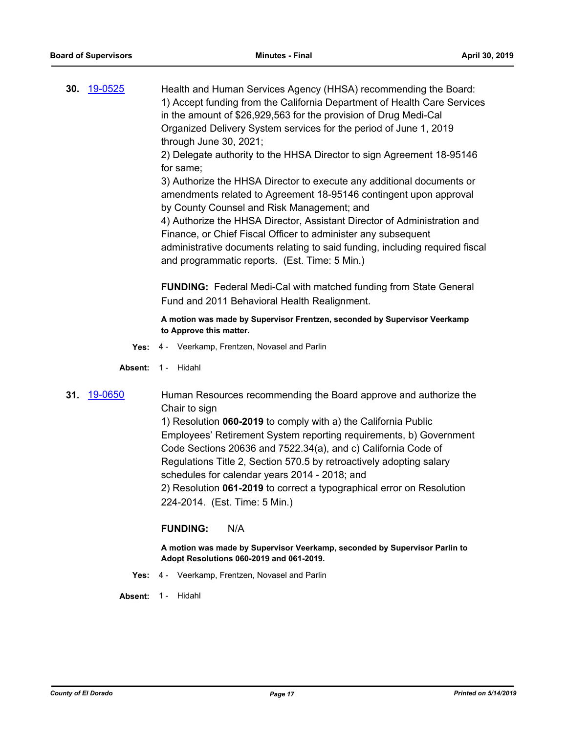**30.** [19-0525]

Health and Human Services Agency (HHSA) recommending the Board:
1) Accept funding from the California Department of Health Care Services in the amount of $26,929,563 for the provision of Drug Medi-Cal Organized Delivery System services for the period of June 1, 2019 through June 30, 2021;
2) Delegate authority to the HHSA Director to sign Agreement 18-95146 for same;
3) Authorize the HHSA Director to execute any additional documents or amendments related to Agreement 18-95146 contingent upon approval by County Counsel and Risk Management; and
4) Authorize the HHSA Director, Assistant Director of Administration and Finance, or Chief Fiscal Officer to administer any subsequent administrative documents relating to said funding, including required fiscal and programmatic reports. (Est. Time: 5 Min.)

**FUNDING:** Federal Medi-Cal with matched funding from State General Fund and 2011 Behavioral Health Realignment.

**A motion was made by Supervisor Frentzen, seconded by Supervisor Veerkamp to Approve this matter.**

**Yes:** 4 - Veerkamp, Frentzen, Novasel and Parlin

**Absent:** 1 - Hidahl

**31.** [19-0650]

Human Resources recommending the Board approve and authorize the Chair to sign
1) Resolution **060-2019** to comply with a) the California Public Employees' Retirement System reporting requirements, b) Government Code Sections 20636 and 7522.34(a), and c) California Code of Regulations Title 2, Section 570.5 by retroactively adopting salary schedules for calendar years 2014 - 2018; and
2) Resolution **061-2019** to correct a typographical error on Resolution 224-2014. (Est. Time: 5 Min.)

**FUNDING:** N/A

**A motion was made by Supervisor Veerkamp, seconded by Supervisor Parlin to Adopt Resolutions 060-2019 and 061-2019.**

**Yes:** 4 - Veerkamp, Frentzen, Novasel and Parlin

**Absent:** 1 - Hidahl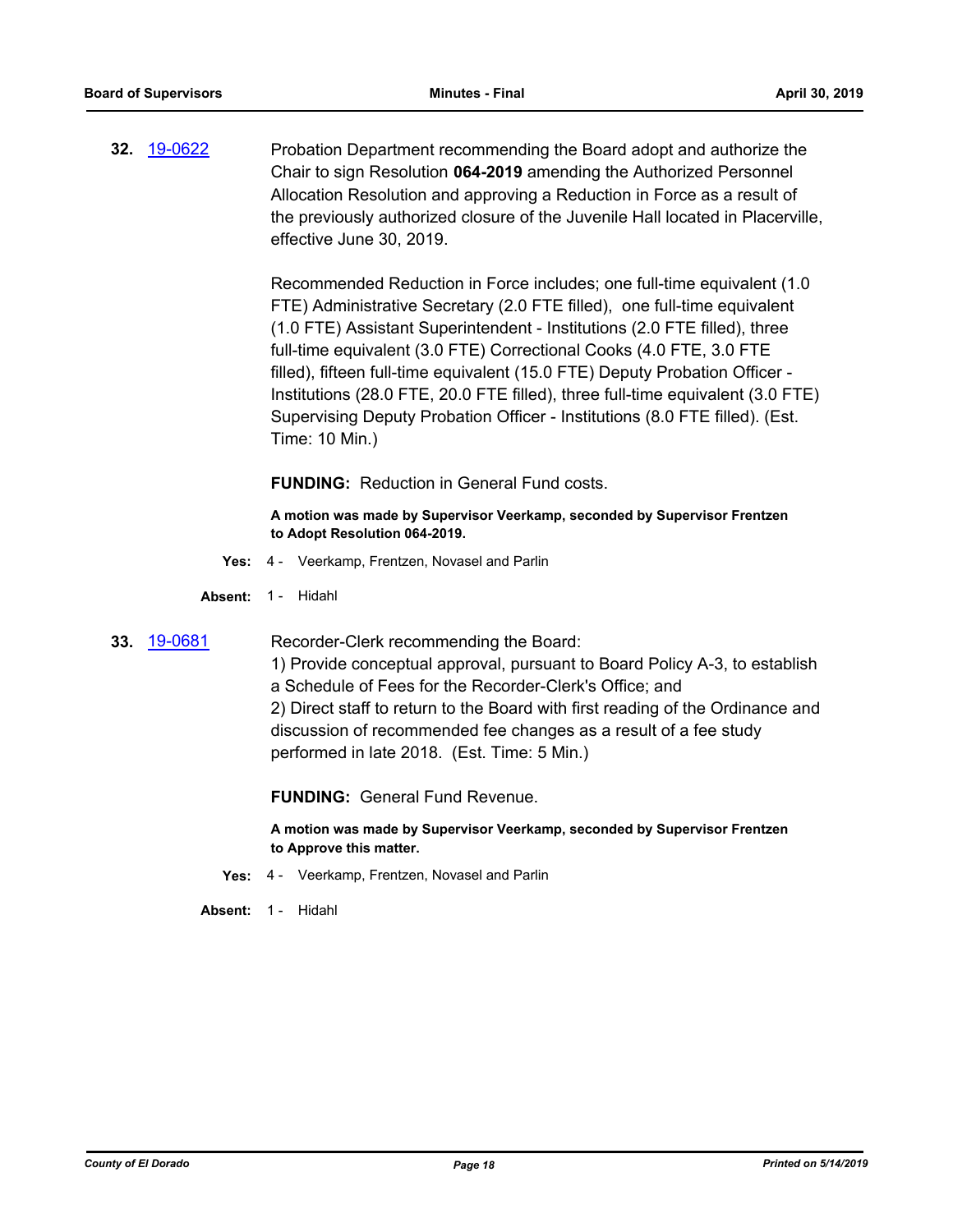**32.** 19-0622 Probation Department recommending the Board adopt and authorize the Chair to sign Resolution **064-2019** amending the Authorized Personnel Allocation Resolution and approving a Reduction in Force as a result of the previously authorized closure of the Juvenile Hall located in Placerville, effective June 30, 2019.

Recommended Reduction in Force includes; one full-time equivalent (1.0 FTE) Administrative Secretary (2.0 FTE filled), one full-time equivalent (1.0 FTE) Assistant Superintendent - Institutions (2.0 FTE filled), three full-time equivalent (3.0 FTE) Correctional Cooks (4.0 FTE, 3.0 FTE filled), fifteen full-time equivalent (15.0 FTE) Deputy Probation Officer - Institutions (28.0 FTE, 20.0 FTE filled), three full-time equivalent (3.0 FTE) Supervising Deputy Probation Officer - Institutions (8.0 FTE filled). (Est. Time: 10 Min.)

**FUNDING:** Reduction in General Fund costs.

**A motion was made by Supervisor Veerkamp, seconded by Supervisor Frentzen to Adopt Resolution 064-2019.**

**Yes:** 4 - Veerkamp, Frentzen, Novasel and Parlin

**Absent:** 1 - Hidahl

**33.** 19-0681 Recorder-Clerk recommending the Board:

1) Provide conceptual approval, pursuant to Board Policy A-3, to establish a Schedule of Fees for the Recorder-Clerk's Office; and

2) Direct staff to return to the Board with first reading of the Ordinance and discussion of recommended fee changes as a result of a fee study performed in late 2018. (Est. Time: 5 Min.)

**FUNDING:** General Fund Revenue.

**A motion was made by Supervisor Veerkamp, seconded by Supervisor Frentzen to Approve this matter.**

**Yes:** 4 - Veerkamp, Frentzen, Novasel and Parlin

**Absent:** 1 - Hidahl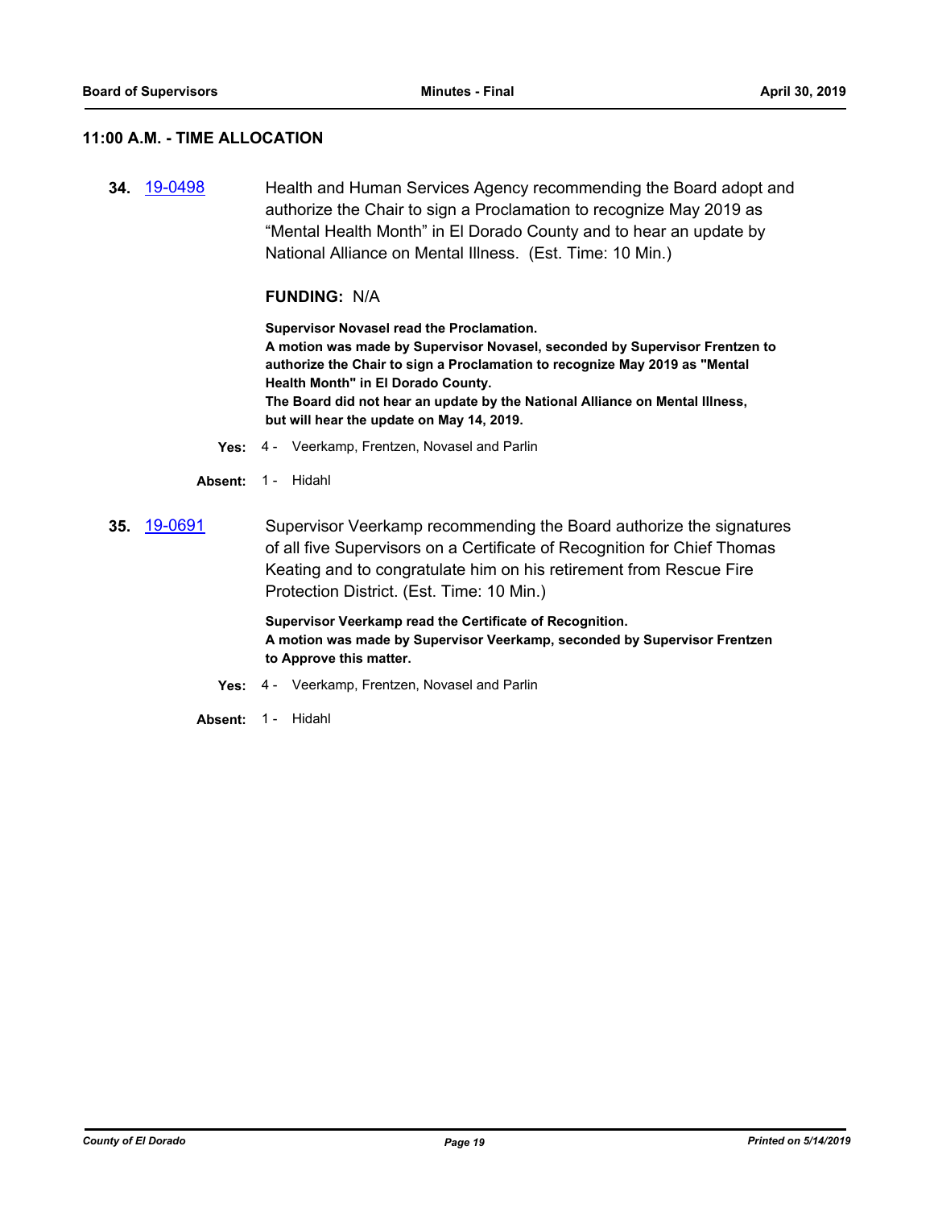## 11:00 A.M. - TIME ALLOCATION

**34.** 19-0498

Health and Human Services Agency recommending the Board adopt and authorize the Chair to sign a Proclamation to recognize May 2019 as "Mental Health Month" in El Dorado County and to hear an update by National Alliance on Mental Illness. (Est. Time: 10 Min.)

**FUNDING:** N/A

**Supervisor Novasel read the Proclamation.**
**A motion was made by Supervisor Novasel, seconded by Supervisor Frentzen to authorize the Chair to sign a Proclamation to recognize May 2019 as "Mental Health Month" in El Dorado County.**
**The Board did not hear an update by the National Alliance on Mental Illness, but will hear the update on May 14, 2019.**

**Yes:** 4 - Veerkamp, Frentzen, Novasel and Parlin

**Absent:** 1 - Hidahl

**35.** 19-0691

Supervisor Veerkamp recommending the Board authorize the signatures of all five Supervisors on a Certificate of Recognition for Chief Thomas Keating and to congratulate him on his retirement from Rescue Fire Protection District. (Est. Time: 10 Min.)

**Supervisor Veerkamp read the Certificate of Recognition.**
**A motion was made by Supervisor Veerkamp, seconded by Supervisor Frentzen to Approve this matter.**

**Yes:** 4 - Veerkamp, Frentzen, Novasel and Parlin

**Absent:** 1 - Hidahl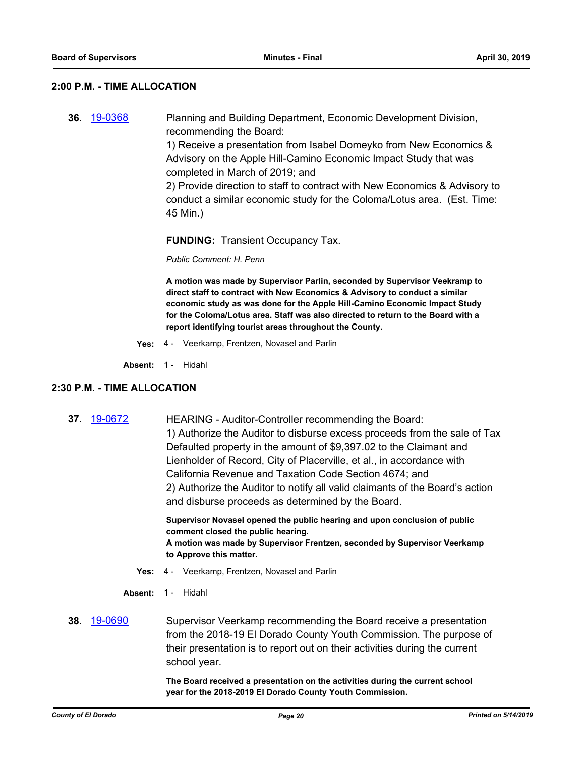## 2:00 P.M. - TIME ALLOCATION

**36.** [19-0368](19-0368) Planning and Building Department, Economic Development Division, recommending the Board:
1) Receive a presentation from Isabel Domeyko from New Economics & Advisory on the Apple Hill-Camino Economic Impact Study that was completed in March of 2019; and
2) Provide direction to staff to contract with New Economics & Advisory to conduct a similar economic study for the Coloma/Lotus area. (Est. Time: 45 Min.)

**FUNDING:** Transient Occupancy Tax.

*Public Comment: H. Penn*

**A motion was made by Supervisor Parlin, seconded by Supervisor Veekramp to direct staff to contract with New Economics & Advisory to conduct a similar economic study as was done for the Apple Hill-Camino Economic Impact Study for the Coloma/Lotus area. Staff was also directed to return to the Board with a report identifying tourist areas throughout the County.**

**Yes:** 4 - Veerkamp, Frentzen, Novasel and Parlin

**Absent:** 1 - Hidahl

## 2:30 P.M. - TIME ALLOCATION

**37.** [19-0672](19-0672) HEARING - Auditor-Controller recommending the Board:
1) Authorize the Auditor to disburse excess proceeds from the sale of Tax Defaulted property in the amount of $9,397.02 to the Claimant and Lienholder of Record, City of Placerville, et al., in accordance with California Revenue and Taxation Code Section 4674; and
2) Authorize the Auditor to notify all valid claimants of the Board's action and disburse proceeds as determined by the Board.

**Supervisor Novasel opened the public hearing and upon conclusion of public comment closed the public hearing.**
**A motion was made by Supervisor Frentzen, seconded by Supervisor Veerkamp to Approve this matter.**

**Yes:** 4 - Veerkamp, Frentzen, Novasel and Parlin

**Absent:** 1 - Hidahl

**38.** [19-0690](19-0690) Supervisor Veerkamp recommending the Board receive a presentation from the 2018-19 El Dorado County Youth Commission. The purpose of their presentation is to report out on their activities during the current school year.

**The Board received a presentation on the activities during the current school year for the 2018-2019 El Dorado County Youth Commission.**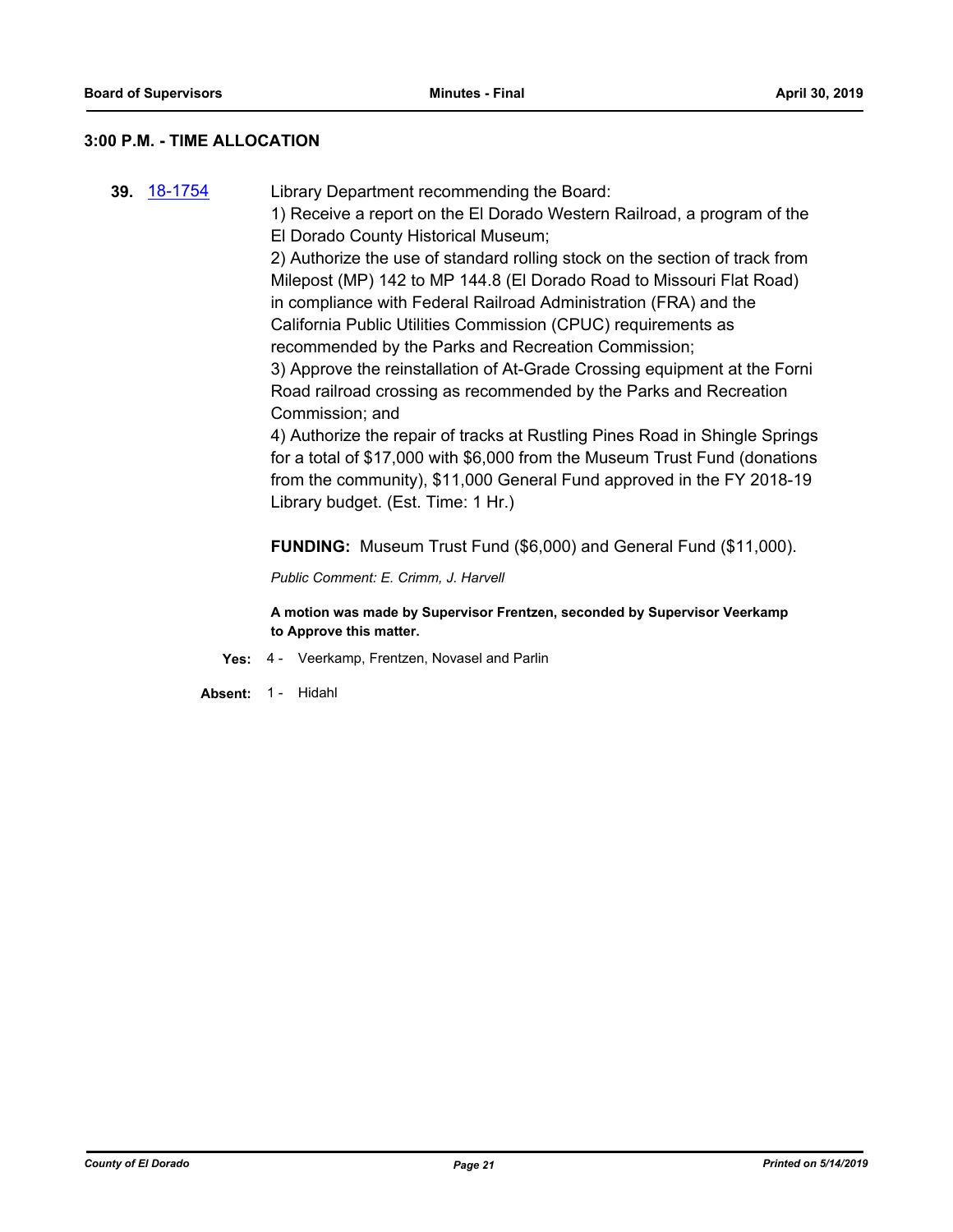### 3:00 P.M. - TIME ALLOCATION

**39.** 18-1754 Library Department recommending the Board:

1) Receive a report on the El Dorado Western Railroad, a program of the El Dorado County Historical Museum;
2) Authorize the use of standard rolling stock on the section of track from Milepost (MP) 142 to MP 144.8 (El Dorado Road to Missouri Flat Road) in compliance with Federal Railroad Administration (FRA) and the California Public Utilities Commission (CPUC) requirements as recommended by the Parks and Recreation Commission;
3) Approve the reinstallation of At-Grade Crossing equipment at the Forni Road railroad crossing as recommended by the Parks and Recreation Commission; and
4) Authorize the repair of tracks at Rustling Pines Road in Shingle Springs for a total of $17,000 with $6,000 from the Museum Trust Fund (donations from the community), $11,000 General Fund approved in the FY 2018-19 Library budget. (Est. Time: 1 Hr.)

**FUNDING:** Museum Trust Fund ($6,000) and General Fund ($11,000).

*Public Comment: E. Crimm, J. Harvell*

**A motion was made by Supervisor Frentzen, seconded by Supervisor Veerkamp to Approve this matter.**

**Yes:** 4 - Veerkamp, Frentzen, Novasel and Parlin

**Absent:** 1 - Hidahl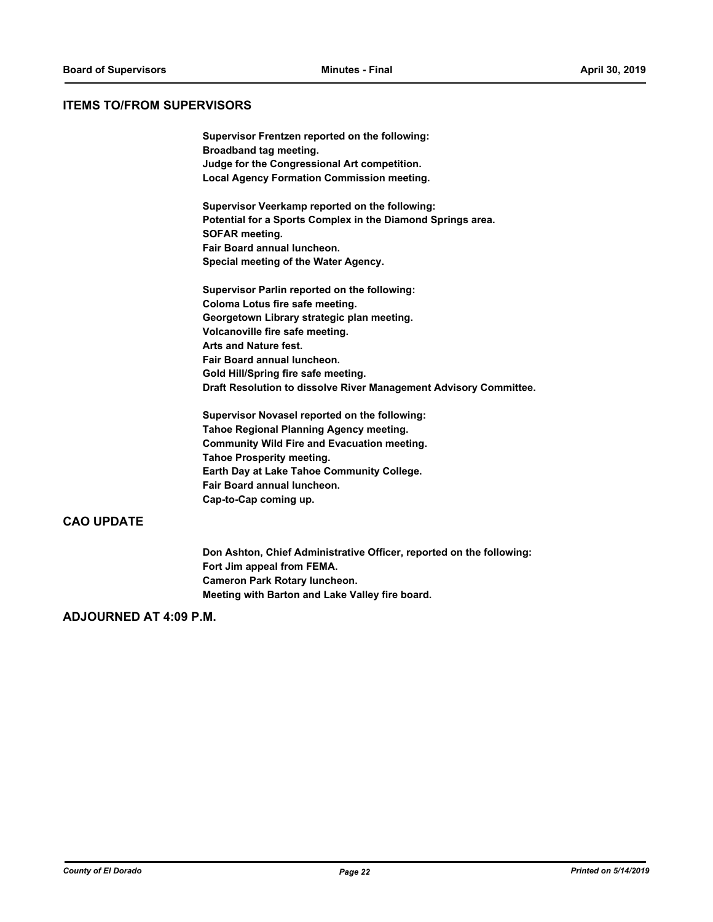## ITEMS TO/FROM SUPERVISORS

**Supervisor Frentzen reported on the following:**
**Broadband tag meeting.**
**Judge for the Congressional Art competition.**
**Local Agency Formation Commission meeting.**

**Supervisor Veerkamp reported on the following:**
**Potential for a Sports Complex in the Diamond Springs area.**
**SOFAR meeting.**
**Fair Board annual luncheon.**
**Special meeting of the Water Agency.**

**Supervisor Parlin reported on the following:**
**Coloma Lotus fire safe meeting.**
**Georgetown Library strategic plan meeting.**
**Volcanoville fire safe meeting.**
**Arts and Nature fest.**
**Fair Board annual luncheon.**
**Gold Hill/Spring fire safe meeting.**
**Draft Resolution to dissolve River Management Advisory Committee.**

**Supervisor Novasel reported on the following:**
**Tahoe Regional Planning Agency meeting.**
**Community Wild Fire and Evacuation meeting.**
**Tahoe Prosperity meeting.**
**Earth Day at Lake Tahoe Community College.**
**Fair Board annual luncheon.**
**Cap-to-Cap coming up.**

## CAO UPDATE

**Don Ashton, Chief Administrative Officer, reported on the following:**
**Fort Jim appeal from FEMA.**
**Cameron Park Rotary luncheon.**
**Meeting with Barton and Lake Valley fire board.**

## ADJOURNED AT 4:09 P.M.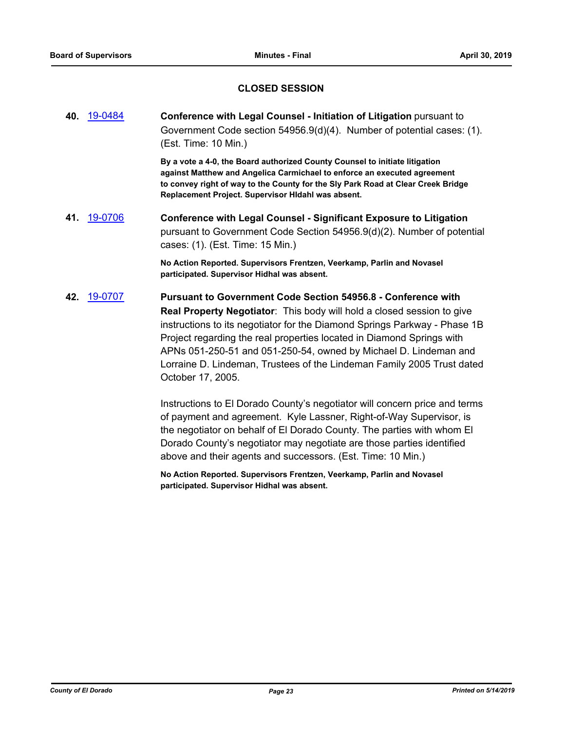## CLOSED SESSION

**40.** [19-0484](19-0484) **Conference with Legal Counsel - Initiation of Litigation** pursuant to Government Code section 54956.9(d)(4). Number of potential cases: (1). (Est. Time: 10 Min.)

**By a vote a 4-0, the Board authorized County Counsel to initiate litigation against Matthew and Angelica Carmichael to enforce an executed agreement to convey right of way to the County for the Sly Park Road at Clear Creek Bridge Replacement Project. Supervisor Hldahl was absent.**

**41.** [19-0706](19-0706) **Conference with Legal Counsel - Significant Exposure to Litigation** pursuant to Government Code Section 54956.9(d)(2). Number of potential cases: (1). (Est. Time: 15 Min.)

**No Action Reported. Supervisors Frentzen, Veerkamp, Parlin and Novasel participated. Supervisor Hidhal was absent.**

**42.** [19-0707](19-0707) **Pursuant to Government Code Section 54956.8 - Conference with Real Property Negotiator**: This body will hold a closed session to give instructions to its negotiator for the Diamond Springs Parkway - Phase 1B Project regarding the real properties located in Diamond Springs with APNs 051-250-51 and 051-250-54, owned by Michael D. Lindeman and Lorraine D. Lindeman, Trustees of the Lindeman Family 2005 Trust dated October 17, 2005.

Instructions to El Dorado County's negotiator will concern price and terms of payment and agreement. Kyle Lassner, Right-of-Way Supervisor, is the negotiator on behalf of El Dorado County. The parties with whom El Dorado County's negotiator may negotiate are those parties identified above and their agents and successors. (Est. Time: 10 Min.)

**No Action Reported. Supervisors Frentzen, Veerkamp, Parlin and Novasel participated. Supervisor Hidhal was absent.**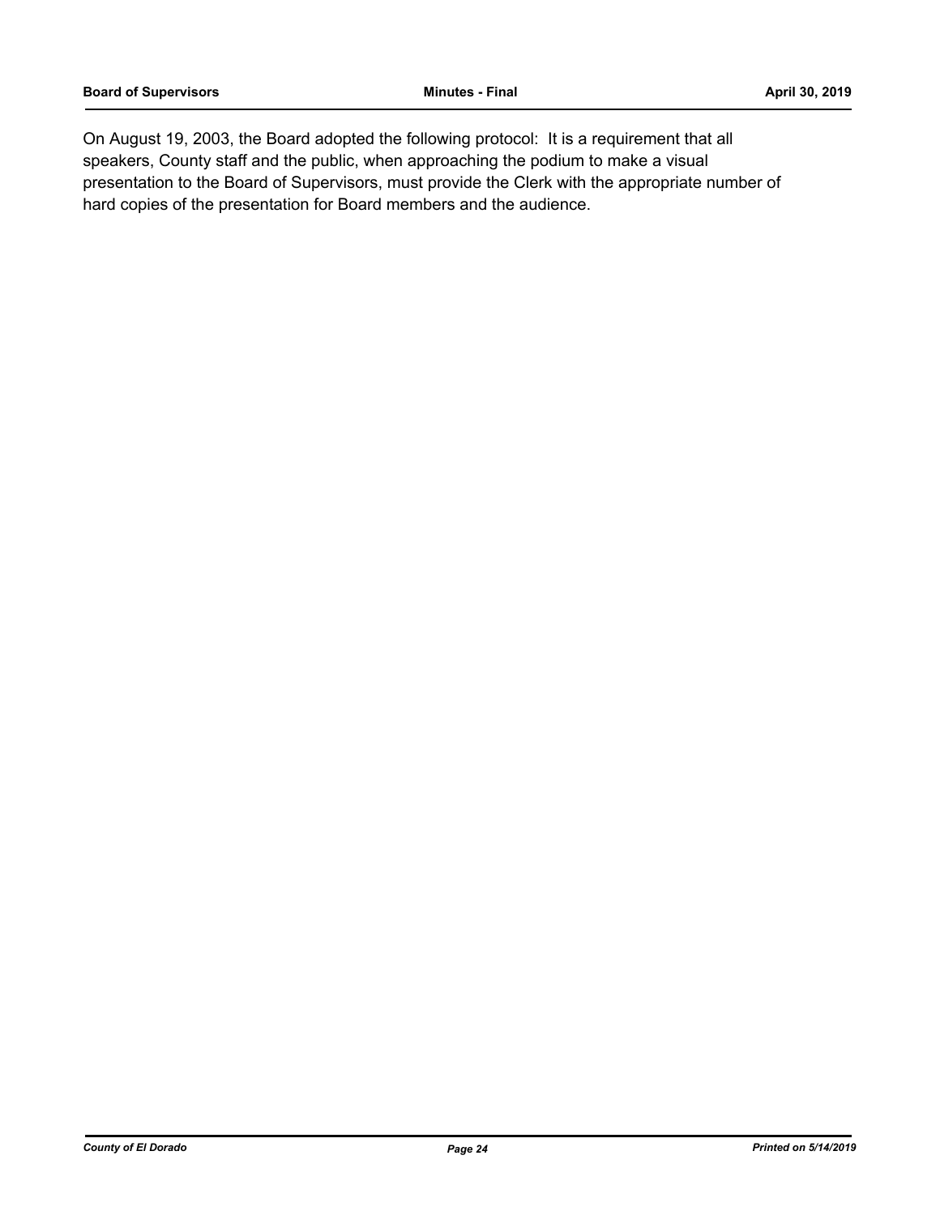On August 19, 2003, the Board adopted the following protocol: It is a requirement that all speakers, County staff and the public, when approaching the podium to make a visual presentation to the Board of Supervisors, must provide the Clerk with the appropriate number of hard copies of the presentation for Board members and the audience.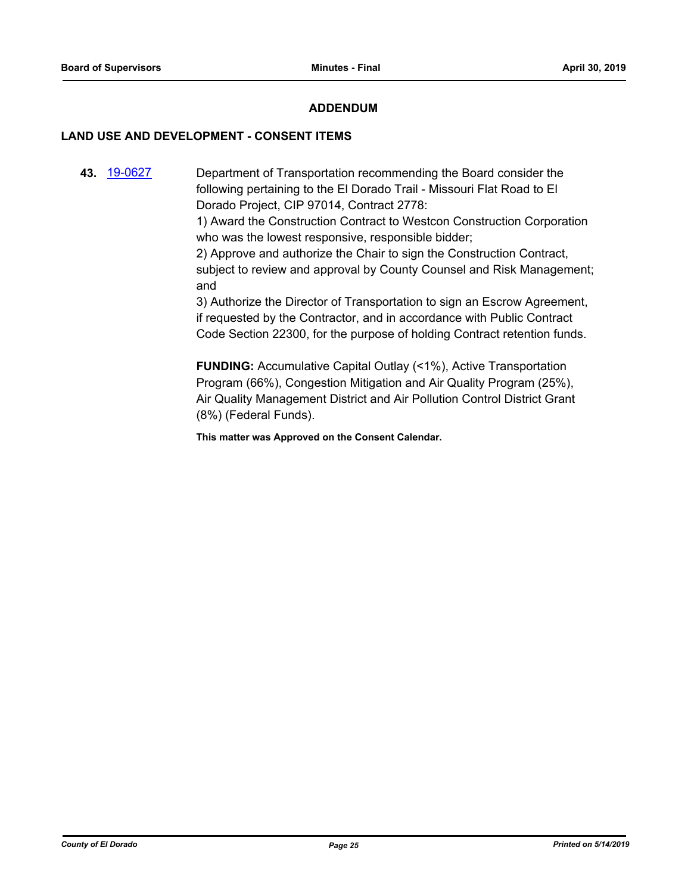## ADDENDUM

### LAND USE AND DEVELOPMENT - CONSENT ITEMS

**43.** [19-0627](19-0627) Department of Transportation recommending the Board consider the following pertaining to the El Dorado Trail - Missouri Flat Road to El Dorado Project, CIP 97014, Contract 2778:

1) Award the Construction Contract to Westcon Construction Corporation who was the lowest responsive, responsible bidder;

2) Approve and authorize the Chair to sign the Construction Contract, subject to review and approval by County Counsel and Risk Management; and

3) Authorize the Director of Transportation to sign an Escrow Agreement, if requested by the Contractor, and in accordance with Public Contract Code Section 22300, for the purpose of holding Contract retention funds.

**FUNDING:** Accumulative Capital Outlay (<1%), Active Transportation Program (66%), Congestion Mitigation and Air Quality Program (25%), Air Quality Management District and Air Pollution Control District Grant (8%) (Federal Funds).

**This matter was Approved on the Consent Calendar.**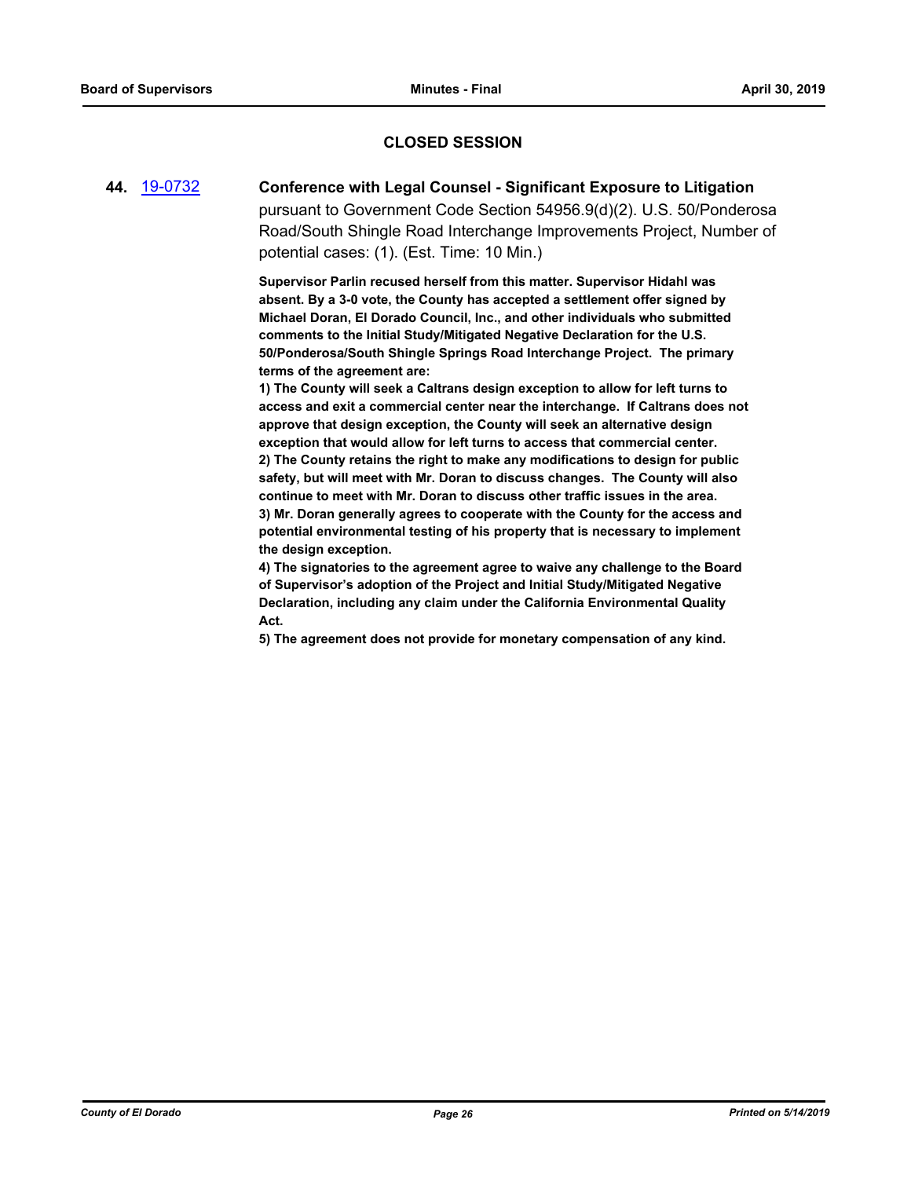## CLOSED SESSION

**44.** 19-0732 **Conference with Legal Counsel - Significant Exposure to Litigation** pursuant to Government Code Section 54956.9(d)(2). U.S. 50/Ponderosa Road/South Shingle Road Interchange Improvements Project, Number of potential cases: (1). (Est. Time: 10 Min.)

**Supervisor Parlin recused herself from this matter. Supervisor Hidahl was absent. By a 3-0 vote, the County has accepted a settlement offer signed by Michael Doran, El Dorado Council, Inc., and other individuals who submitted comments to the Initial Study/Mitigated Negative Declaration for the U.S. 50/Ponderosa/South Shingle Springs Road Interchange Project. The primary terms of the agreement are:**

**1) The County will seek a Caltrans design exception to allow for left turns to access and exit a commercial center near the interchange. If Caltrans does not approve that design exception, the County will seek an alternative design exception that would allow for left turns to access that commercial center.**

**2) The County retains the right to make any modifications to design for public safety, but will meet with Mr. Doran to discuss changes. The County will also continue to meet with Mr. Doran to discuss other traffic issues in the area.**

**3) Mr. Doran generally agrees to cooperate with the County for the access and potential environmental testing of his property that is necessary to implement the design exception.**

**4) The signatories to the agreement agree to waive any challenge to the Board of Supervisor's adoption of the Project and Initial Study/Mitigated Negative Declaration, including any claim under the California Environmental Quality Act.**

**5) The agreement does not provide for monetary compensation of any kind.**